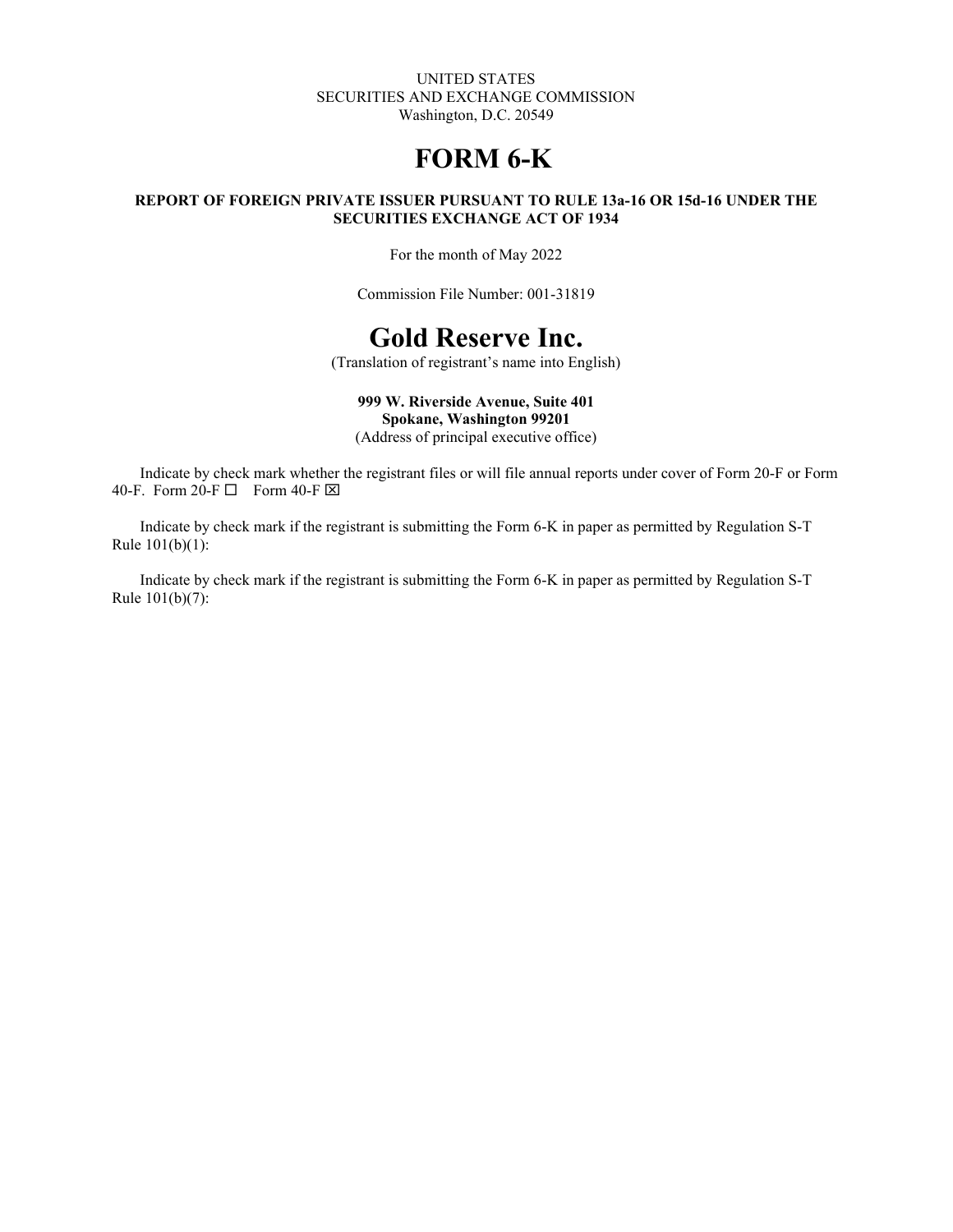UNITED STATES
SECURITIES AND EXCHANGE COMMISSION
Washington, D.C. 20549

# FORM 6-K

**REPORT OF FOREIGN PRIVATE ISSUER PURSUANT TO RULE 13a-16 OR 15d-16 UNDER THE SECURITIES EXCHANGE ACT OF 1934**

For the month of May 2022

Commission File Number: 001-31819

# Gold Reserve Inc.

(Translation of registrant's name into English)

**999 W. Riverside Avenue, Suite 401**
**Spokane, Washington 99201**
(Address of principal executive office)

Indicate by check mark whether the registrant files or will file annual reports under cover of Form 20-F or Form 40-F. Form 20-F ☐ Form 40-F ☒

Indicate by check mark if the registrant is submitting the Form 6-K in paper as permitted by Regulation S-T Rule 101(b)(1):

Indicate by check mark if the registrant is submitting the Form 6-K in paper as permitted by Regulation S-T Rule 101(b)(7):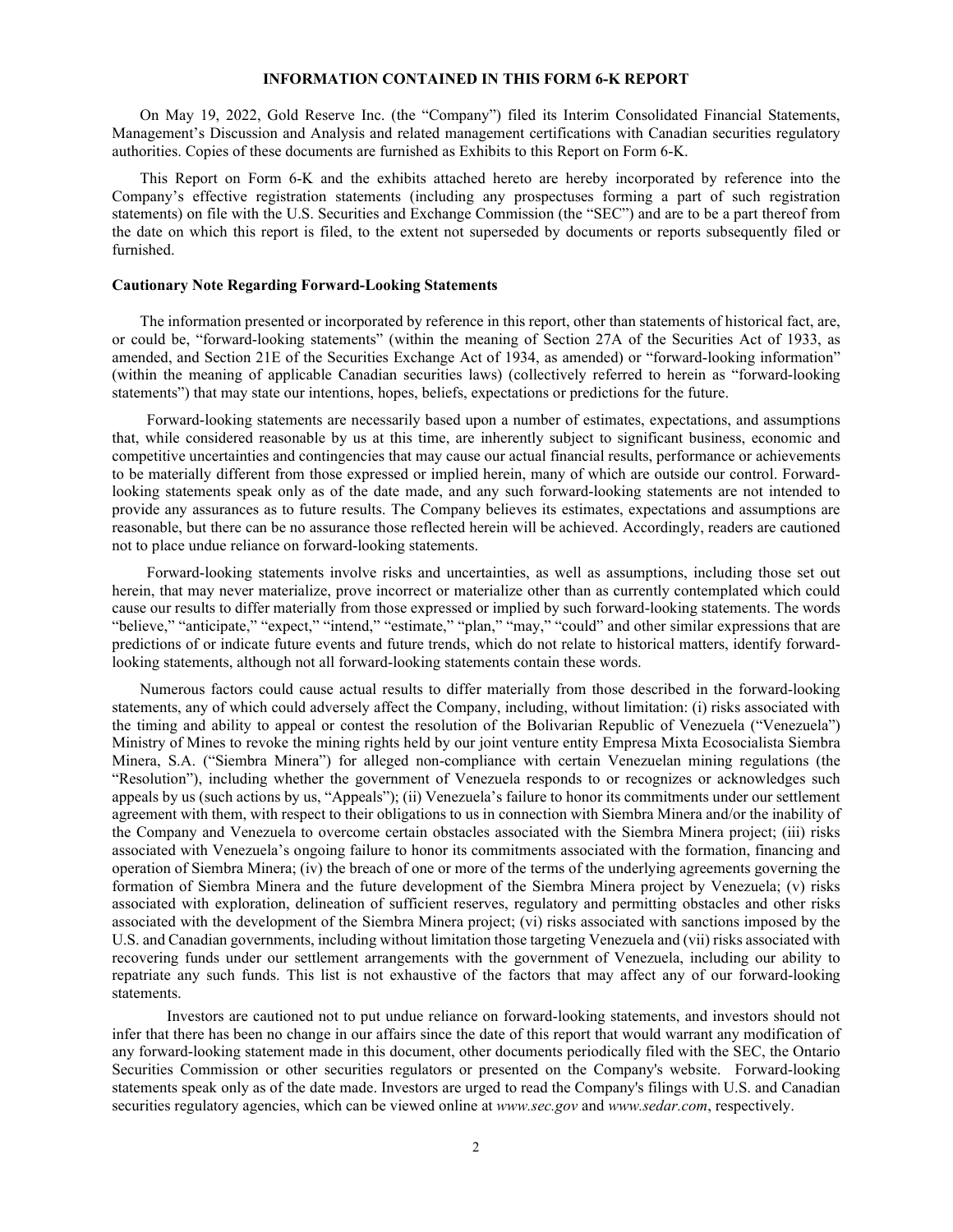## INFORMATION CONTAINED IN THIS FORM 6-K REPORT

On May 19, 2022, Gold Reserve Inc. (the "Company") filed its Interim Consolidated Financial Statements, Management's Discussion and Analysis and related management certifications with Canadian securities regulatory authorities. Copies of these documents are furnished as Exhibits to this Report on Form 6-K.

This Report on Form 6-K and the exhibits attached hereto are hereby incorporated by reference into the Company's effective registration statements (including any prospectuses forming a part of such registration statements) on file with the U.S. Securities and Exchange Commission (the "SEC") and are to be a part thereof from the date on which this report is filed, to the extent not superseded by documents or reports subsequently filed or furnished.

### Cautionary Note Regarding Forward-Looking Statements

The information presented or incorporated by reference in this report, other than statements of historical fact, are, or could be, "forward-looking statements" (within the meaning of Section 27A of the Securities Act of 1933, as amended, and Section 21E of the Securities Exchange Act of 1934, as amended) or "forward-looking information" (within the meaning of applicable Canadian securities laws) (collectively referred to herein as "forward-looking statements") that may state our intentions, hopes, beliefs, expectations or predictions for the future.

Forward-looking statements are necessarily based upon a number of estimates, expectations, and assumptions that, while considered reasonable by us at this time, are inherently subject to significant business, economic and competitive uncertainties and contingencies that may cause our actual financial results, performance or achievements to be materially different from those expressed or implied herein, many of which are outside our control. Forward-looking statements speak only as of the date made, and any such forward-looking statements are not intended to provide any assurances as to future results. The Company believes its estimates, expectations and assumptions are reasonable, but there can be no assurance those reflected herein will be achieved. Accordingly, readers are cautioned not to place undue reliance on forward-looking statements.

Forward-looking statements involve risks and uncertainties, as well as assumptions, including those set out herein, that may never materialize, prove incorrect or materialize other than as currently contemplated which could cause our results to differ materially from those expressed or implied by such forward-looking statements. The words "believe," "anticipate," "expect," "intend," "estimate," "plan," "may," "could" and other similar expressions that are predictions of or indicate future events and future trends, which do not relate to historical matters, identify forward-looking statements, although not all forward-looking statements contain these words.

Numerous factors could cause actual results to differ materially from those described in the forward-looking statements, any of which could adversely affect the Company, including, without limitation: (i) risks associated with the timing and ability to appeal or contest the resolution of the Bolivarian Republic of Venezuela ("Venezuela") Ministry of Mines to revoke the mining rights held by our joint venture entity Empresa Mixta Ecosocialista Siembra Minera, S.A. ("Siembra Minera") for alleged non-compliance with certain Venezuelan mining regulations (the "Resolution"), including whether the government of Venezuela responds to or recognizes or acknowledges such appeals by us (such actions by us, "Appeals"); (ii) Venezuela's failure to honor its commitments under our settlement agreement with them, with respect to their obligations to us in connection with Siembra Minera and/or the inability of the Company and Venezuela to overcome certain obstacles associated with the Siembra Minera project; (iii) risks associated with Venezuela's ongoing failure to honor its commitments associated with the formation, financing and operation of Siembra Minera; (iv) the breach of one or more of the terms of the underlying agreements governing the formation of Siembra Minera and the future development of the Siembra Minera project by Venezuela; (v) risks associated with exploration, delineation of sufficient reserves, regulatory and permitting obstacles and other risks associated with the development of the Siembra Minera project; (vi) risks associated with sanctions imposed by the U.S. and Canadian governments, including without limitation those targeting Venezuela and (vii) risks associated with recovering funds under our settlement arrangements with the government of Venezuela, including our ability to repatriate any such funds. This list is not exhaustive of the factors that may affect any of our forward-looking statements.

Investors are cautioned not to put undue reliance on forward-looking statements, and investors should not infer that there has been no change in our affairs since the date of this report that would warrant any modification of any forward-looking statement made in this document, other documents periodically filed with the SEC, the Ontario Securities Commission or other securities regulators or presented on the Company's website. Forward-looking statements speak only as of the date made. Investors are urged to read the Company's filings with U.S. and Canadian securities regulatory agencies, which can be viewed online at *www.sec.gov* and *www.sedar.com*, respectively.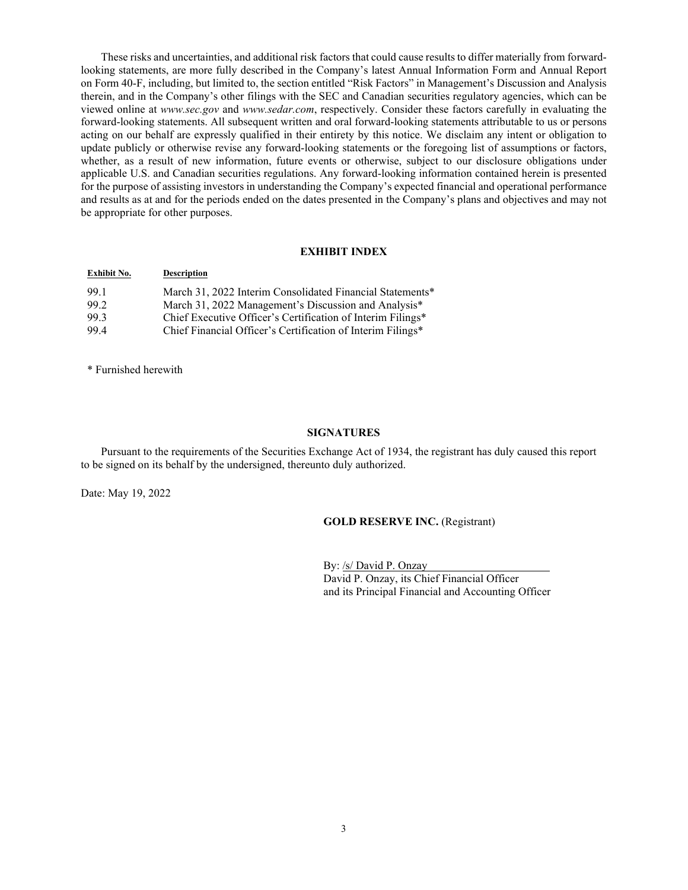These risks and uncertainties, and additional risk factors that could cause results to differ materially from forward-looking statements, are more fully described in the Company's latest Annual Information Form and Annual Report on Form 40-F, including, but limited to, the section entitled "Risk Factors" in Management's Discussion and Analysis therein, and in the Company's other filings with the SEC and Canadian securities regulatory agencies, which can be viewed online at *www.sec.gov* and *www.sedar.com*, respectively. Consider these factors carefully in evaluating the forward-looking statements. All subsequent written and oral forward-looking statements attributable to us or persons acting on our behalf are expressly qualified in their entirety by this notice. We disclaim any intent or obligation to update publicly or otherwise revise any forward-looking statements or the foregoing list of assumptions or factors, whether, as a result of new information, future events or otherwise, subject to our disclosure obligations under applicable U.S. and Canadian securities regulations. Any forward-looking information contained herein is presented for the purpose of assisting investors in understanding the Company's expected financial and operational performance and results as at and for the periods ended on the dates presented in the Company's plans and objectives and may not be appropriate for other purposes.

## EXHIBIT INDEX

| Exhibit No. | Description |
|---|---|
| 99.1 | March 31, 2022 Interim Consolidated Financial Statements* |
| 99.2 | March 31, 2022 Management's Discussion and Analysis* |
| 99.3 | Chief Executive Officer's Certification of Interim Filings* |
| 99.4 | Chief Financial Officer's Certification of Interim Filings* |

* Furnished herewith

## SIGNATURES

Pursuant to the requirements of the Securities Exchange Act of 1934, the registrant has duly caused this report to be signed on its behalf by the undersigned, thereunto duly authorized.

Date: May 19, 2022

**GOLD RESERVE INC.** (Registrant)

By: /s/ David P. Onzay
David P. Onzay, its Chief Financial Officer
and its Principal Financial and Accounting Officer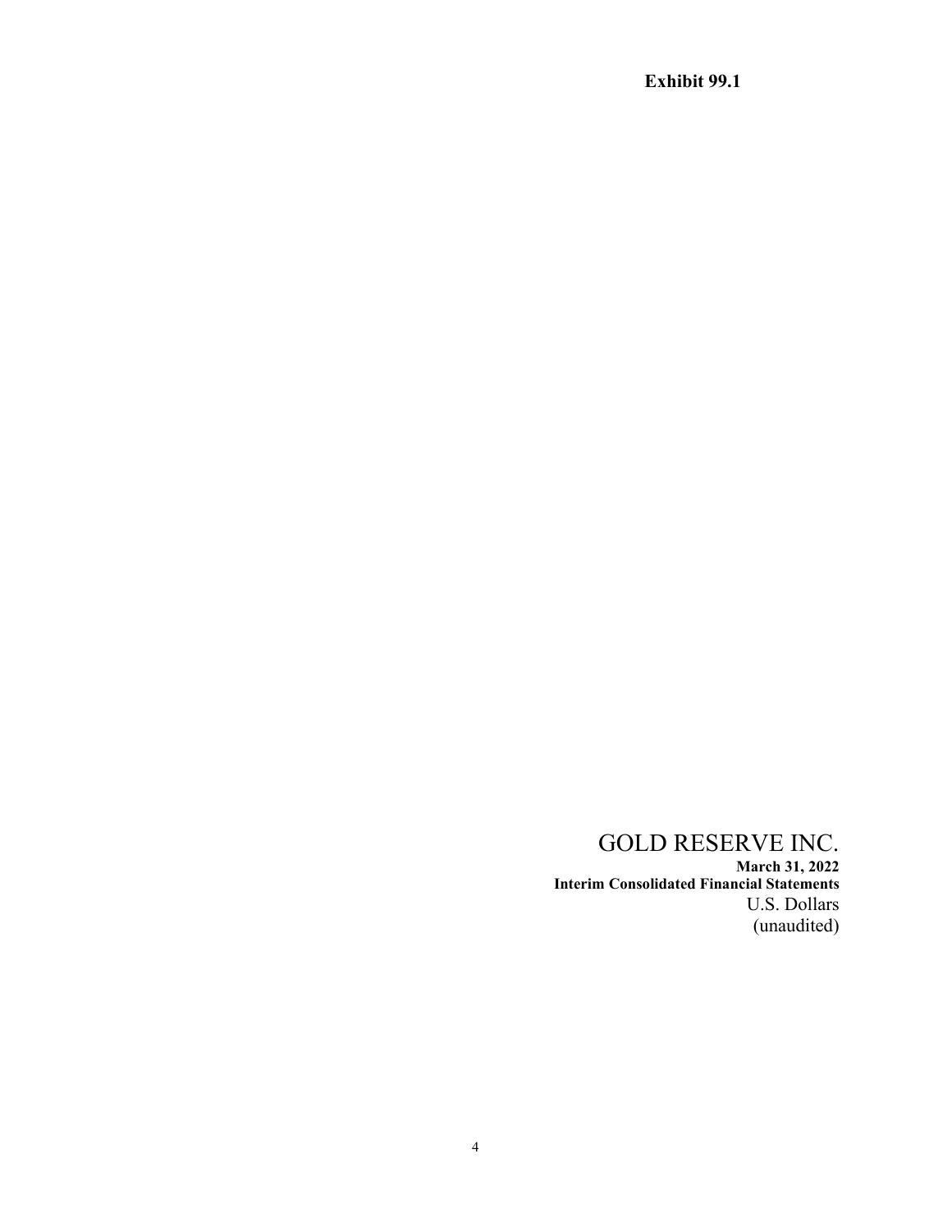**Exhibit 99.1**

# GOLD RESERVE INC.

**March 31, 2022**

**Interim Consolidated Financial Statements**

U.S. Dollars

(unaudited)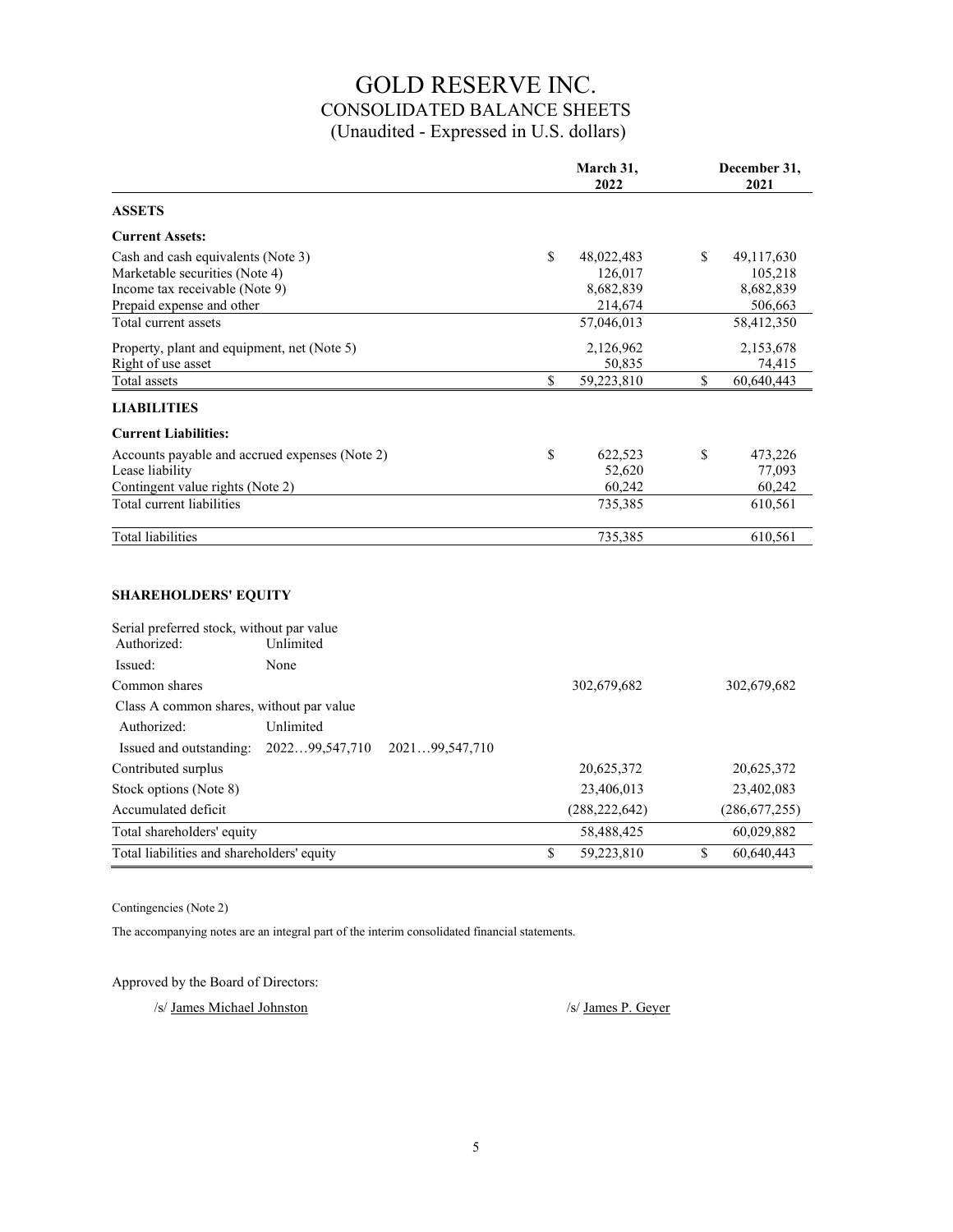# GOLD RESERVE INC.

## CONSOLIDATED BALANCE SHEETS

(Unaudited - Expressed in U.S. dollars)

| | March 31, 2022 | December 31, 2021 |
|---|---|---|
| **ASSETS** | | |
| **Current Assets:** | | |
| Cash and cash equivalents (Note 3) | $ 48,022,483 | $ 49,117,630 |
| Marketable securities (Note 4) | 126,017 | 105,218 |
| Income tax receivable (Note 9) | 8,682,839 | 8,682,839 |
| Prepaid expense and other | 214,674 | 506,663 |
| Total current assets | 57,046,013 | 58,412,350 |
| Property, plant and equipment, net (Note 5) | 2,126,962 | 2,153,678 |
| Right of use asset | 50,835 | 74,415 |
| Total assets | $ 59,223,810 | $ 60,640,443 |
| **LIABILITIES** | | |
| **Current Liabilities:** | | |
| Accounts payable and accrued expenses (Note 2) | $ 622,523 | $ 473,226 |
| Lease liability | 52,620 | 77,093 |
| Contingent value rights (Note 2) | 60,242 | 60,242 |
| Total current liabilities | 735,385 | 610,561 |
| Total liabilities | 735,385 | 610,561 |
| **SHAREHOLDERS' EQUITY** | | |
| Serial preferred stock, without par value | | |
| Authorized: Unlimited | | |
| Issued: None | | |
| Common shares | 302,679,682 | 302,679,682 |
| Class A common shares, without par value | | |
| Authorized: Unlimited | | |
| Issued and outstanding: 2022…99,547,710 2021…99,547,710 | | |
| Contributed surplus | 20,625,372 | 20,625,372 |
| Stock options (Note 8) | 23,406,013 | 23,402,083 |
| Accumulated deficit | (288,222,642) | (286,677,255) |
| Total shareholders' equity | 58,488,425 | 60,029,882 |
| Total liabilities and shareholders' equity | $ 59,223,810 | $ 60,640,443 |

Contingencies (Note 2)

The accompanying notes are an integral part of the interim consolidated financial statements.

Approved by the Board of Directors:

/s/ James Michael Johnston /s/ James P. Geyer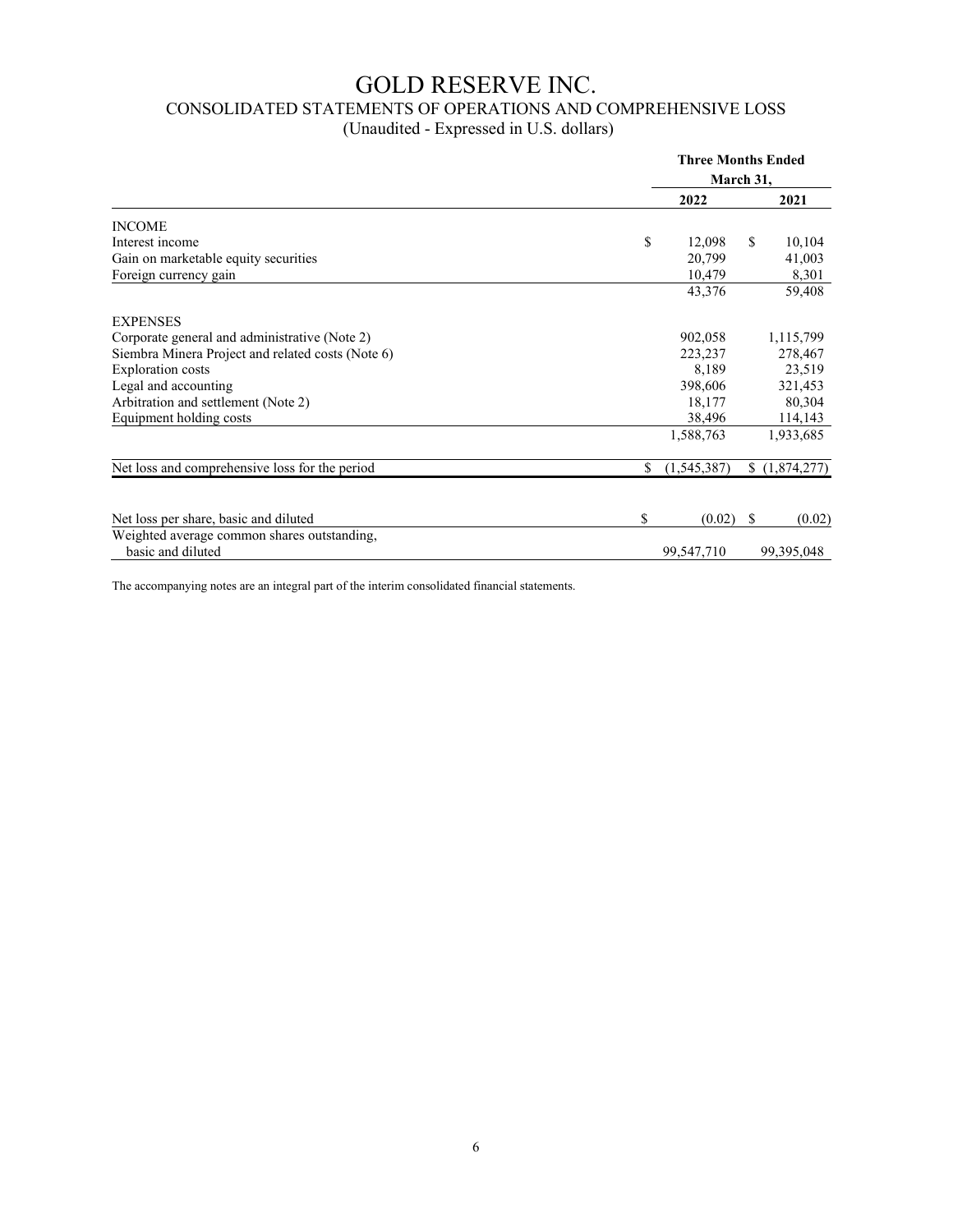# GOLD RESERVE INC.

## CONSOLIDATED STATEMENTS OF OPERATIONS AND COMPREHENSIVE LOSS

(Unaudited - Expressed in U.S. dollars)

| | Three Months Ended March 31, | |
|---|---|---|
| | 2022 | 2021 |
| **INCOME** | | |
| Interest income | $ 12,098 | $ 10,104 |
| Gain on marketable equity securities | 20,799 | 41,003 |
| Foreign currency gain | 10,479 | 8,301 |
| | 43,376 | 59,408 |
| **EXPENSES** | | |
| Corporate general and administrative (Note 2) | 902,058 | 1,115,799 |
| Siembra Minera Project and related costs (Note 6) | 223,237 | 278,467 |
| Exploration costs | 8,189 | 23,519 |
| Legal and accounting | 398,606 | 321,453 |
| Arbitration and settlement (Note 2) | 18,177 | 80,304 |
| Equipment holding costs | 38,496 | 114,143 |
| | 1,588,763 | 1,933,685 |
| Net loss and comprehensive loss for the period | $ (1,545,387) | $ (1,874,277) |
| Net loss per share, basic and diluted | $ (0.02) | $ (0.02) |
| Weighted average common shares outstanding, basic and diluted | 99,547,710 | 99,395,048 |

The accompanying notes are an integral part of the interim consolidated financial statements.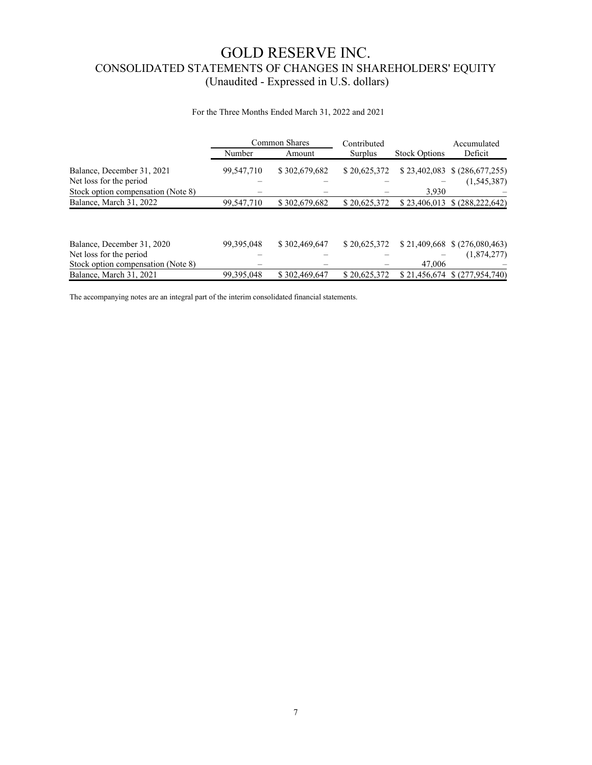# GOLD RESERVE INC.

## CONSOLIDATED STATEMENTS OF CHANGES IN SHAREHOLDERS' EQUITY

(Unaudited - Expressed in U.S. dollars)

For the Three Months Ended March 31, 2022 and 2021

| | Common Shares | | Contributed | | Accumulated |
|---|---|---|---|---|---|
| | Number | Amount | Surplus | Stock Options | Deficit |
| Balance, December 31, 2021 | 99,547,710 | $ 302,679,682 | $ 20,625,372 | $ 23,402,083 | $ (286,677,255) |
| Net loss for the period | – | – | – | – | (1,545,387) |
| Stock option compensation (Note 8) | – | – | – | 3,930 | – |
| Balance, March 31, 2022 | 99,547,710 | $ 302,679,682 | $ 20,625,372 | $ 23,406,013 | $ (288,222,642) |
| | | | | | |
| Balance, December 31, 2020 | 99,395,048 | $ 302,469,647 | $ 20,625,372 | $ 21,409,668 | $ (276,080,463) |
| Net loss for the period | – | – | – | – | (1,874,277) |
| Stock option compensation (Note 8) | – | – | – | 47,006 | – |
| Balance, March 31, 2021 | 99,395,048 | $ 302,469,647 | $ 20,625,372 | $ 21,456,674 | $ (277,954,740) |

The accompanying notes are an integral part of the interim consolidated financial statements.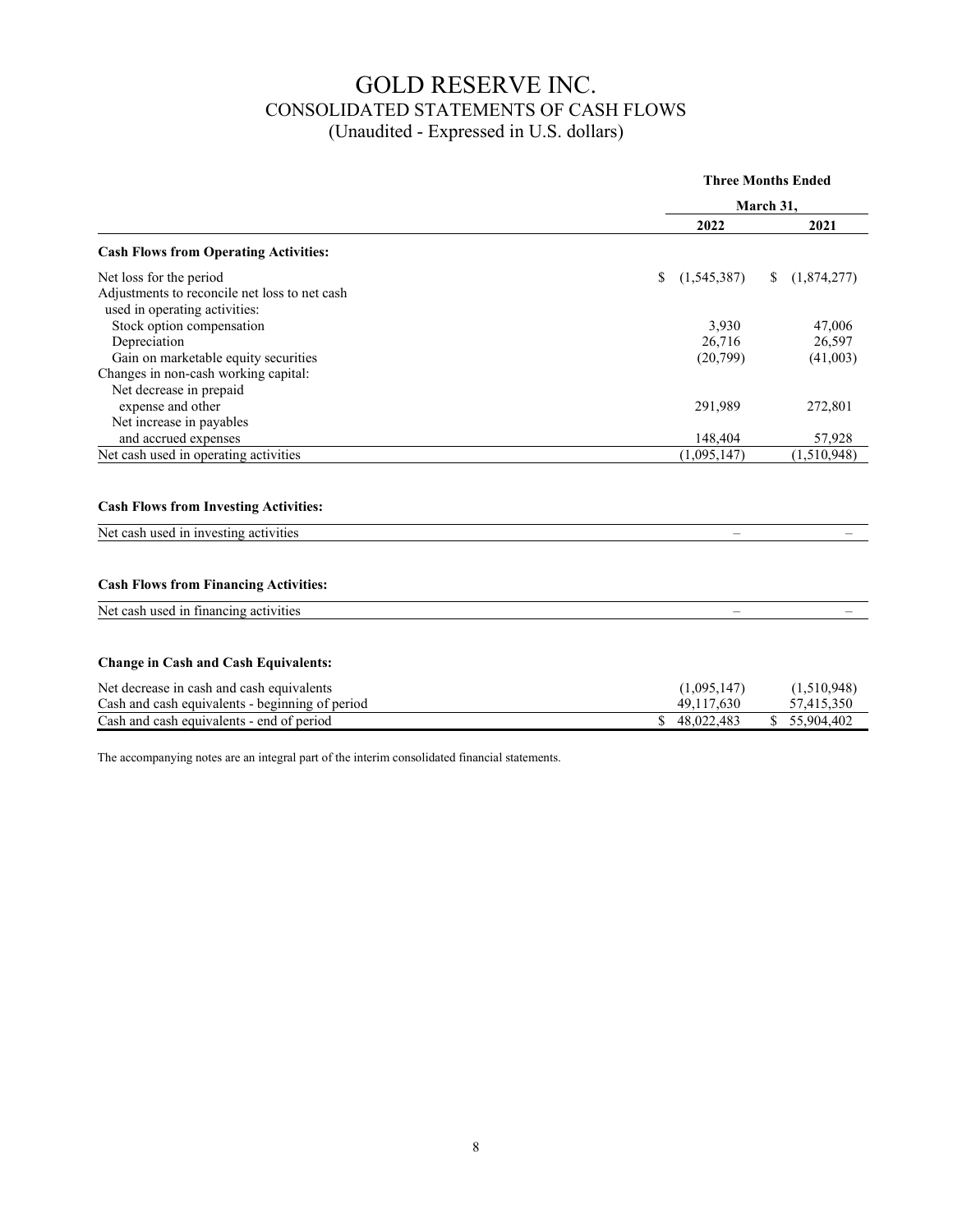# GOLD RESERVE INC.

## CONSOLIDATED STATEMENTS OF CASH FLOWS

(Unaudited - Expressed in U.S. dollars)

| | Three Months Ended March 31, | |
|---|---|---|
| | 2022 | 2021 |
| **Cash Flows from Operating Activities:** | | |
| Net loss for the period | $ (1,545,387) | $ (1,874,277) |
| Adjustments to reconcile net loss to net cash used in operating activities: | | |
| Stock option compensation | 3,930 | 47,006 |
| Depreciation | 26,716 | 26,597 |
| Gain on marketable equity securities | (20,799) | (41,003) |
| Changes in non-cash working capital: | | |
| Net decrease in prepaid expense and other | 291,989 | 272,801 |
| Net increase in payables and accrued expenses | 148,404 | 57,928 |
| Net cash used in operating activities | (1,095,147) | (1,510,948) |
| **Cash Flows from Investing Activities:** | | |
| Net cash used in investing activities | – | – |
| **Cash Flows from Financing Activities:** | | |
| Net cash used in financing activities | – | – |
| **Change in Cash and Cash Equivalents:** | | |
| Net decrease in cash and cash equivalents | (1,095,147) | (1,510,948) |
| Cash and cash equivalents - beginning of period | 49,117,630 | 57,415,350 |
| Cash and cash equivalents - end of period | $ 48,022,483 | $ 55,904,402 |

The accompanying notes are an integral part of the interim consolidated financial statements.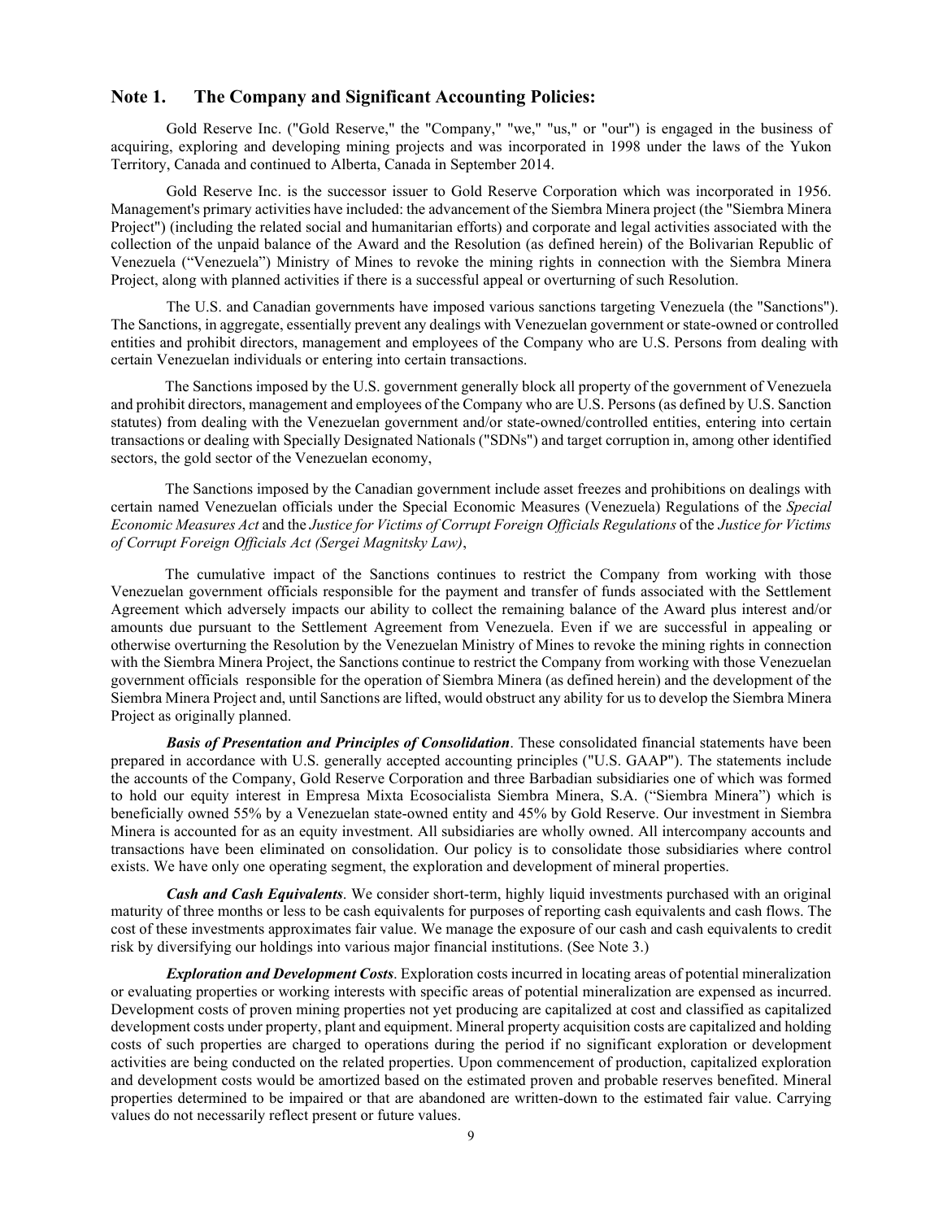## Note 1. The Company and Significant Accounting Policies:

Gold Reserve Inc. ("Gold Reserve," the "Company," "we," "us," or "our") is engaged in the business of acquiring, exploring and developing mining projects and was incorporated in 1998 under the laws of the Yukon Territory, Canada and continued to Alberta, Canada in September 2014.

Gold Reserve Inc. is the successor issuer to Gold Reserve Corporation which was incorporated in 1956. Management's primary activities have included: the advancement of the Siembra Minera project (the "Siembra Minera Project") (including the related social and humanitarian efforts) and corporate and legal activities associated with the collection of the unpaid balance of the Award and the Resolution (as defined herein) of the Bolivarian Republic of Venezuela ("Venezuela") Ministry of Mines to revoke the mining rights in connection with the Siembra Minera Project, along with planned activities if there is a successful appeal or overturning of such Resolution.

The U.S. and Canadian governments have imposed various sanctions targeting Venezuela (the "Sanctions"). The Sanctions, in aggregate, essentially prevent any dealings with Venezuelan government or state-owned or controlled entities and prohibit directors, management and employees of the Company who are U.S. Persons from dealing with certain Venezuelan individuals or entering into certain transactions.

The Sanctions imposed by the U.S. government generally block all property of the government of Venezuela and prohibit directors, management and employees of the Company who are U.S. Persons (as defined by U.S. Sanction statutes) from dealing with the Venezuelan government and/or state-owned/controlled entities, entering into certain transactions or dealing with Specially Designated Nationals ("SDNs") and target corruption in, among other identified sectors, the gold sector of the Venezuelan economy,

The Sanctions imposed by the Canadian government include asset freezes and prohibitions on dealings with certain named Venezuelan officials under the Special Economic Measures (Venezuela) Regulations of the *Special Economic Measures Act* and the *Justice for Victims of Corrupt Foreign Officials Regulations* of the *Justice for Victims of Corrupt Foreign Officials Act (Sergei Magnitsky Law)*,

The cumulative impact of the Sanctions continues to restrict the Company from working with those Venezuelan government officials responsible for the payment and transfer of funds associated with the Settlement Agreement which adversely impacts our ability to collect the remaining balance of the Award plus interest and/or amounts due pursuant to the Settlement Agreement from Venezuela. Even if we are successful in appealing or otherwise overturning the Resolution by the Venezuelan Ministry of Mines to revoke the mining rights in connection with the Siembra Minera Project, the Sanctions continue to restrict the Company from working with those Venezuelan government officials responsible for the operation of Siembra Minera (as defined herein) and the development of the Siembra Minera Project and, until Sanctions are lifted, would obstruct any ability for us to develop the Siembra Minera Project as originally planned.

***Basis of Presentation and Principles of Consolidation***. These consolidated financial statements have been prepared in accordance with U.S. generally accepted accounting principles ("U.S. GAAP"). The statements include the accounts of the Company, Gold Reserve Corporation and three Barbadian subsidiaries one of which was formed to hold our equity interest in Empresa Mixta Ecosocialista Siembra Minera, S.A. ("Siembra Minera") which is beneficially owned 55% by a Venezuelan state-owned entity and 45% by Gold Reserve. Our investment in Siembra Minera is accounted for as an equity investment. All subsidiaries are wholly owned. All intercompany accounts and transactions have been eliminated on consolidation. Our policy is to consolidate those subsidiaries where control exists. We have only one operating segment, the exploration and development of mineral properties.

***Cash and Cash Equivalents***. We consider short-term, highly liquid investments purchased with an original maturity of three months or less to be cash equivalents for purposes of reporting cash equivalents and cash flows. The cost of these investments approximates fair value. We manage the exposure of our cash and cash equivalents to credit risk by diversifying our holdings into various major financial institutions. (See Note 3.)

***Exploration and Development Costs***. Exploration costs incurred in locating areas of potential mineralization or evaluating properties or working interests with specific areas of potential mineralization are expensed as incurred. Development costs of proven mining properties not yet producing are capitalized at cost and classified as capitalized development costs under property, plant and equipment. Mineral property acquisition costs are capitalized and holding costs of such properties are charged to operations during the period if no significant exploration or development activities are being conducted on the related properties. Upon commencement of production, capitalized exploration and development costs would be amortized based on the estimated proven and probable reserves benefited. Mineral properties determined to be impaired or that are abandoned are written-down to the estimated fair value. Carrying values do not necessarily reflect present or future values.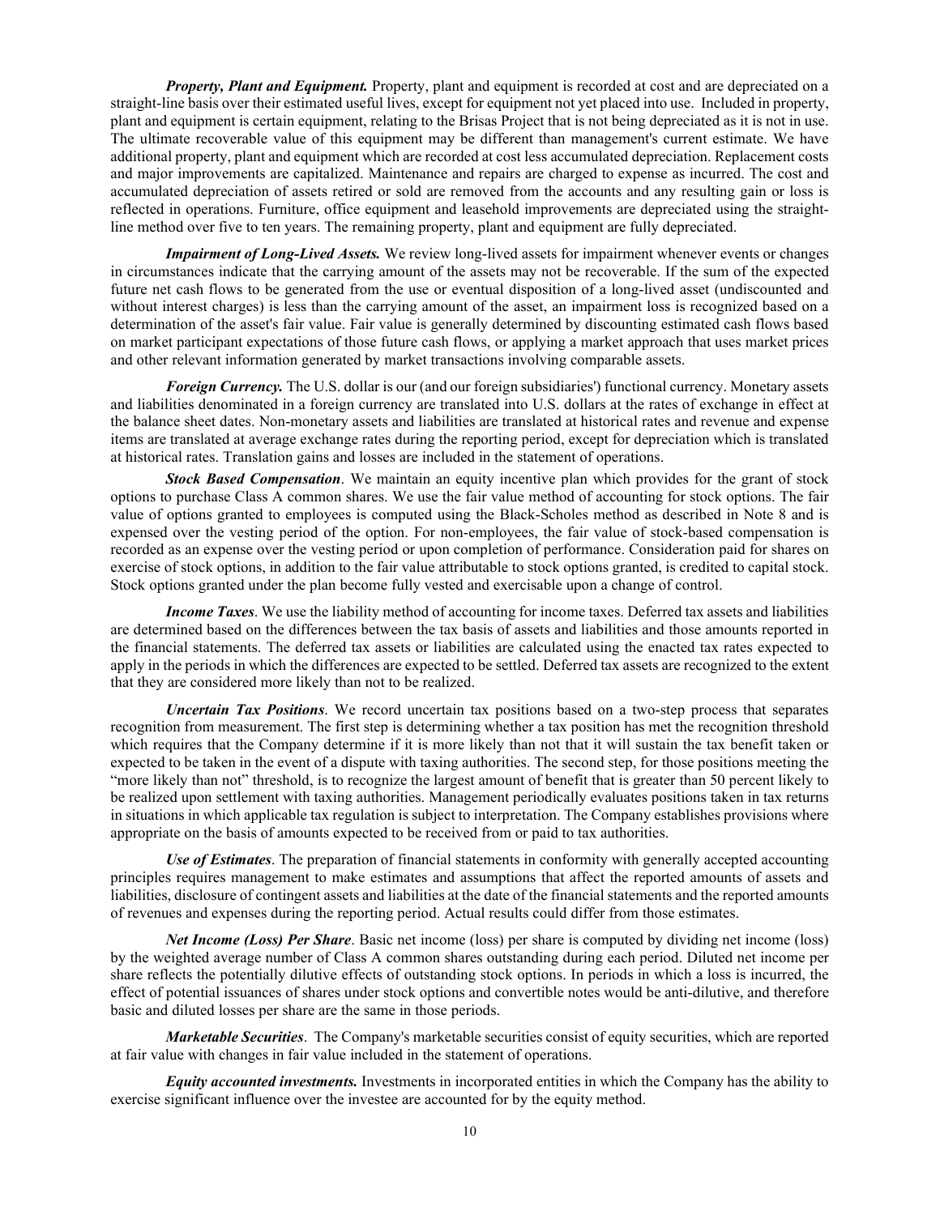***Property, Plant and Equipment.*** Property, plant and equipment is recorded at cost and are depreciated on a straight-line basis over their estimated useful lives, except for equipment not yet placed into use. Included in property, plant and equipment is certain equipment, relating to the Brisas Project that is not being depreciated as it is not in use. The ultimate recoverable value of this equipment may be different than management's current estimate. We have additional property, plant and equipment which are recorded at cost less accumulated depreciation. Replacement costs and major improvements are capitalized. Maintenance and repairs are charged to expense as incurred. The cost and accumulated depreciation of assets retired or sold are removed from the accounts and any resulting gain or loss is reflected in operations. Furniture, office equipment and leasehold improvements are depreciated using the straight-line method over five to ten years. The remaining property, plant and equipment are fully depreciated.

***Impairment of Long-Lived Assets.*** We review long-lived assets for impairment whenever events or changes in circumstances indicate that the carrying amount of the assets may not be recoverable. If the sum of the expected future net cash flows to be generated from the use or eventual disposition of a long-lived asset (undiscounted and without interest charges) is less than the carrying amount of the asset, an impairment loss is recognized based on a determination of the asset's fair value. Fair value is generally determined by discounting estimated cash flows based on market participant expectations of those future cash flows, or applying a market approach that uses market prices and other relevant information generated by market transactions involving comparable assets.

***Foreign Currency.*** The U.S. dollar is our (and our foreign subsidiaries') functional currency. Monetary assets and liabilities denominated in a foreign currency are translated into U.S. dollars at the rates of exchange in effect at the balance sheet dates. Non-monetary assets and liabilities are translated at historical rates and revenue and expense items are translated at average exchange rates during the reporting period, except for depreciation which is translated at historical rates. Translation gains and losses are included in the statement of operations.

***Stock Based Compensation***. We maintain an equity incentive plan which provides for the grant of stock options to purchase Class A common shares. We use the fair value method of accounting for stock options. The fair value of options granted to employees is computed using the Black-Scholes method as described in Note 8 and is expensed over the vesting period of the option. For non-employees, the fair value of stock-based compensation is recorded as an expense over the vesting period or upon completion of performance. Consideration paid for shares on exercise of stock options, in addition to the fair value attributable to stock options granted, is credited to capital stock. Stock options granted under the plan become fully vested and exercisable upon a change of control.

***Income Taxes***. We use the liability method of accounting for income taxes. Deferred tax assets and liabilities are determined based on the differences between the tax basis of assets and liabilities and those amounts reported in the financial statements. The deferred tax assets or liabilities are calculated using the enacted tax rates expected to apply in the periods in which the differences are expected to be settled. Deferred tax assets are recognized to the extent that they are considered more likely than not to be realized.

***Uncertain Tax Positions***. We record uncertain tax positions based on a two-step process that separates recognition from measurement. The first step is determining whether a tax position has met the recognition threshold which requires that the Company determine if it is more likely than not that it will sustain the tax benefit taken or expected to be taken in the event of a dispute with taxing authorities. The second step, for those positions meeting the "more likely than not" threshold, is to recognize the largest amount of benefit that is greater than 50 percent likely to be realized upon settlement with taxing authorities. Management periodically evaluates positions taken in tax returns in situations in which applicable tax regulation is subject to interpretation. The Company establishes provisions where appropriate on the basis of amounts expected to be received from or paid to tax authorities.

***Use of Estimates***. The preparation of financial statements in conformity with generally accepted accounting principles requires management to make estimates and assumptions that affect the reported amounts of assets and liabilities, disclosure of contingent assets and liabilities at the date of the financial statements and the reported amounts of revenues and expenses during the reporting period. Actual results could differ from those estimates.

***Net Income (Loss) Per Share***. Basic net income (loss) per share is computed by dividing net income (loss) by the weighted average number of Class A common shares outstanding during each period. Diluted net income per share reflects the potentially dilutive effects of outstanding stock options. In periods in which a loss is incurred, the effect of potential issuances of shares under stock options and convertible notes would be anti-dilutive, and therefore basic and diluted losses per share are the same in those periods.

***Marketable Securities***. The Company's marketable securities consist of equity securities, which are reported at fair value with changes in fair value included in the statement of operations.

***Equity accounted investments.*** Investments in incorporated entities in which the Company has the ability to exercise significant influence over the investee are accounted for by the equity method.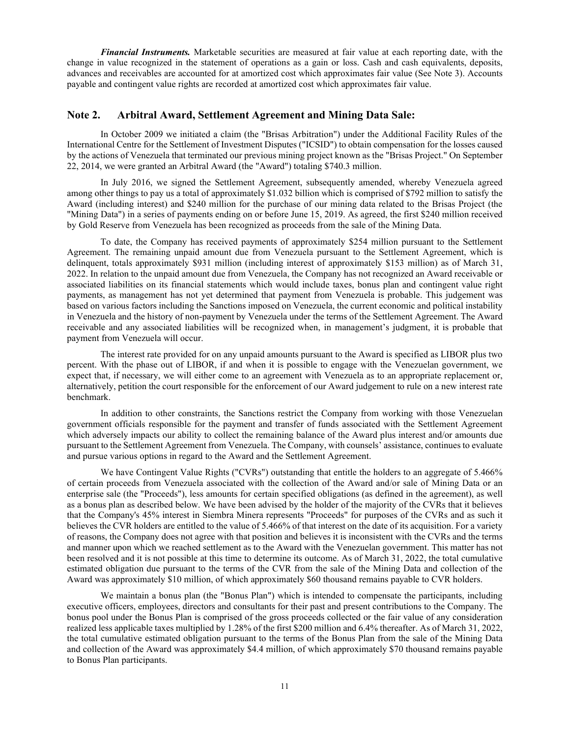***Financial Instruments.*** Marketable securities are measured at fair value at each reporting date, with the change in value recognized in the statement of operations as a gain or loss. Cash and cash equivalents, deposits, advances and receivables are accounted for at amortized cost which approximates fair value (See Note 3). Accounts payable and contingent value rights are recorded at amortized cost which approximates fair value.

## Note 2. Arbitral Award, Settlement Agreement and Mining Data Sale:

In October 2009 we initiated a claim (the "Brisas Arbitration") under the Additional Facility Rules of the International Centre for the Settlement of Investment Disputes ("ICSID") to obtain compensation for the losses caused by the actions of Venezuela that terminated our previous mining project known as the "Brisas Project." On September 22, 2014, we were granted an Arbitral Award (the "Award") totaling $740.3 million.

In July 2016, we signed the Settlement Agreement, subsequently amended, whereby Venezuela agreed among other things to pay us a total of approximately $1.032 billion which is comprised of $792 million to satisfy the Award (including interest) and $240 million for the purchase of our mining data related to the Brisas Project (the "Mining Data") in a series of payments ending on or before June 15, 2019. As agreed, the first $240 million received by Gold Reserve from Venezuela has been recognized as proceeds from the sale of the Mining Data.

To date, the Company has received payments of approximately $254 million pursuant to the Settlement Agreement. The remaining unpaid amount due from Venezuela pursuant to the Settlement Agreement, which is delinquent, totals approximately $931 million (including interest of approximately $153 million) as of March 31, 2022. In relation to the unpaid amount due from Venezuela, the Company has not recognized an Award receivable or associated liabilities on its financial statements which would include taxes, bonus plan and contingent value right payments, as management has not yet determined that payment from Venezuela is probable. This judgement was based on various factors including the Sanctions imposed on Venezuela, the current economic and political instability in Venezuela and the history of non-payment by Venezuela under the terms of the Settlement Agreement. The Award receivable and any associated liabilities will be recognized when, in management's judgment, it is probable that payment from Venezuela will occur.

The interest rate provided for on any unpaid amounts pursuant to the Award is specified as LIBOR plus two percent. With the phase out of LIBOR, if and when it is possible to engage with the Venezuelan government, we expect that, if necessary, we will either come to an agreement with Venezuela as to an appropriate replacement or, alternatively, petition the court responsible for the enforcement of our Award judgement to rule on a new interest rate benchmark.

In addition to other constraints, the Sanctions restrict the Company from working with those Venezuelan government officials responsible for the payment and transfer of funds associated with the Settlement Agreement which adversely impacts our ability to collect the remaining balance of the Award plus interest and/or amounts due pursuant to the Settlement Agreement from Venezuela. The Company, with counsels' assistance, continues to evaluate and pursue various options in regard to the Award and the Settlement Agreement.

We have Contingent Value Rights ("CVRs") outstanding that entitle the holders to an aggregate of 5.466% of certain proceeds from Venezuela associated with the collection of the Award and/or sale of Mining Data or an enterprise sale (the "Proceeds"), less amounts for certain specified obligations (as defined in the agreement), as well as a bonus plan as described below. We have been advised by the holder of the majority of the CVRs that it believes that the Company's 45% interest in Siembra Minera represents "Proceeds" for purposes of the CVRs and as such it believes the CVR holders are entitled to the value of 5.466% of that interest on the date of its acquisition. For a variety of reasons, the Company does not agree with that position and believes it is inconsistent with the CVRs and the terms and manner upon which we reached settlement as to the Award with the Venezuelan government. This matter has not been resolved and it is not possible at this time to determine its outcome. As of March 31, 2022, the total cumulative estimated obligation due pursuant to the terms of the CVR from the sale of the Mining Data and collection of the Award was approximately $10 million, of which approximately $60 thousand remains payable to CVR holders.

We maintain a bonus plan (the "Bonus Plan") which is intended to compensate the participants, including executive officers, employees, directors and consultants for their past and present contributions to the Company. The bonus pool under the Bonus Plan is comprised of the gross proceeds collected or the fair value of any consideration realized less applicable taxes multiplied by 1.28% of the first $200 million and 6.4% thereafter. As of March 31, 2022, the total cumulative estimated obligation pursuant to the terms of the Bonus Plan from the sale of the Mining Data and collection of the Award was approximately $4.4 million, of which approximately $70 thousand remains payable to Bonus Plan participants.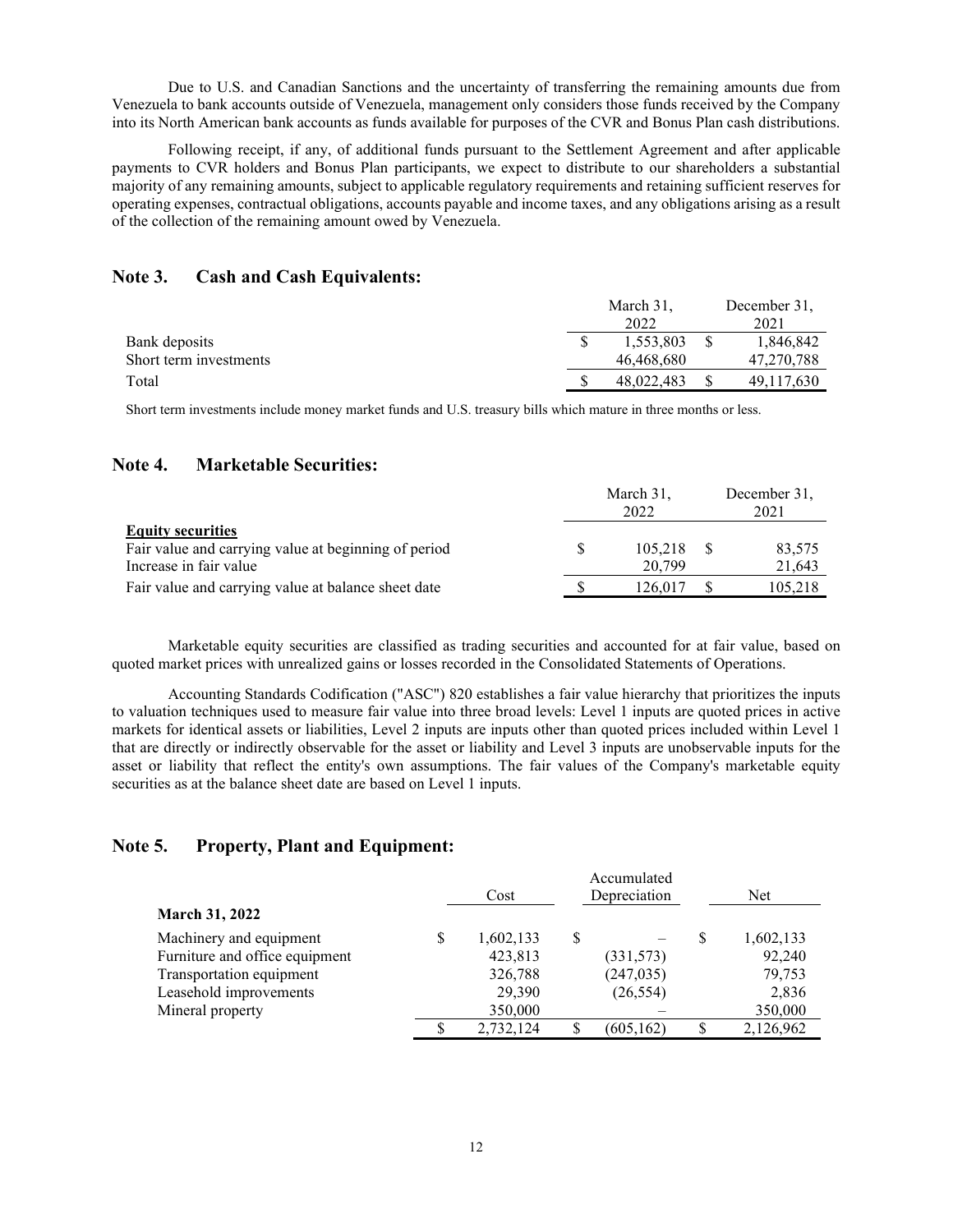Due to U.S. and Canadian Sanctions and the uncertainty of transferring the remaining amounts due from Venezuela to bank accounts outside of Venezuela, management only considers those funds received by the Company into its North American bank accounts as funds available for purposes of the CVR and Bonus Plan cash distributions.

Following receipt, if any, of additional funds pursuant to the Settlement Agreement and after applicable payments to CVR holders and Bonus Plan participants, we expect to distribute to our shareholders a substantial majority of any remaining amounts, subject to applicable regulatory requirements and retaining sufficient reserves for operating expenses, contractual obligations, accounts payable and income taxes, and any obligations arising as a result of the collection of the remaining amount owed by Venezuela.

## Note 3. Cash and Cash Equivalents:

| | March 31, 2022 | December 31, 2021 |
|---|---|---|
| Bank deposits | $ 1,553,803 | $ 1,846,842 |
| Short term investments | 46,468,680 | 47,270,788 |
| Total | $ 48,022,483 | $ 49,117,630 |

Short term investments include money market funds and U.S. treasury bills which mature in three months or less.

## Note 4. Marketable Securities:

| | March 31, 2022 | December 31, 2021 |
|---|---|---|
| **Equity securities** | | |
| Fair value and carrying value at beginning of period | $ 105,218 | $ 83,575 |
| Increase in fair value | 20,799 | 21,643 |
| Fair value and carrying value at balance sheet date | $ 126,017 | $ 105,218 |

Marketable equity securities are classified as trading securities and accounted for at fair value, based on quoted market prices with unrealized gains or losses recorded in the Consolidated Statements of Operations.

Accounting Standards Codification ("ASC") 820 establishes a fair value hierarchy that prioritizes the inputs to valuation techniques used to measure fair value into three broad levels: Level 1 inputs are quoted prices in active markets for identical assets or liabilities, Level 2 inputs are inputs other than quoted prices included within Level 1 that are directly or indirectly observable for the asset or liability and Level 3 inputs are unobservable inputs for the asset or liability that reflect the entity's own assumptions. The fair values of the Company's marketable equity securities as at the balance sheet date are based on Level 1 inputs.

## Note 5. Property, Plant and Equipment:

| | Cost | Accumulated Depreciation | Net |
|---|---|---|---|
| **March 31, 2022** | | | |
| Machinery and equipment | $ 1,602,133 | $ – | $ 1,602,133 |
| Furniture and office equipment | 423,813 | (331,573) | 92,240 |
| Transportation equipment | 326,788 | (247,035) | 79,753 |
| Leasehold improvements | 29,390 | (26,554) | 2,836 |
| Mineral property | 350,000 | – | 350,000 |
| | $ 2,732,124 | $ (605,162) | $ 2,126,962 |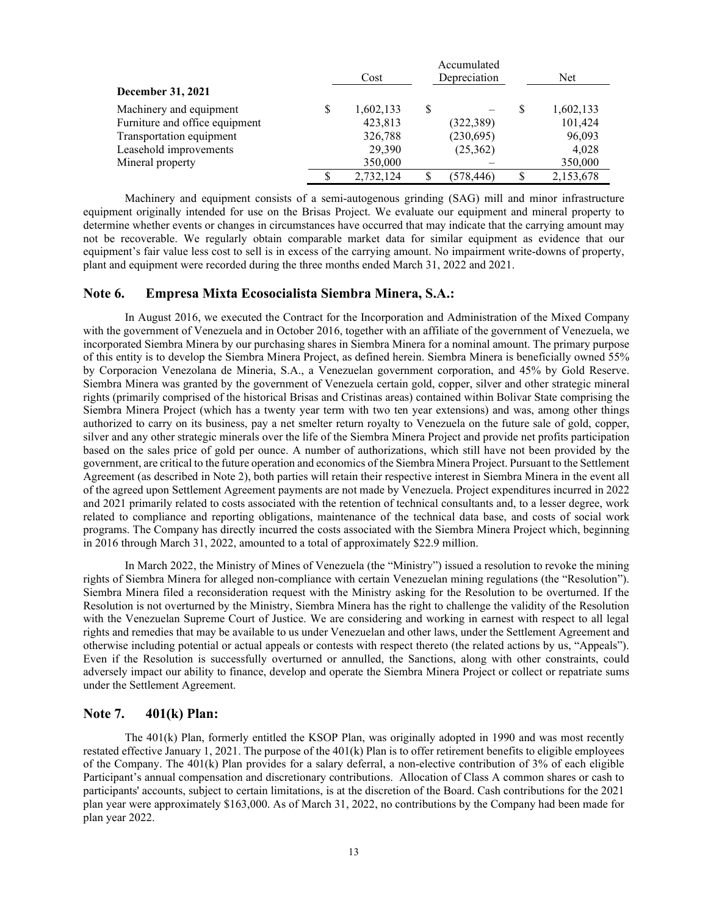| December 31, 2021 | Cost | Accumulated Depreciation | Net |
|---|---|---|---|
| Machinery and equipment | $ 1,602,133 | $ – | $ 1,602,133 |
| Furniture and office equipment | 423,813 | (322,389) | 101,424 |
| Transportation equipment | 326,788 | (230,695) | 96,093 |
| Leasehold improvements | 29,390 | (25,362) | 4,028 |
| Mineral property | 350,000 | – | 350,000 |
| | $ 2,732,124 | $ (578,446) | $ 2,153,678 |

Machinery and equipment consists of a semi-autogenous grinding (SAG) mill and minor infrastructure equipment originally intended for use on the Brisas Project. We evaluate our equipment and mineral property to determine whether events or changes in circumstances have occurred that may indicate that the carrying amount may not be recoverable. We regularly obtain comparable market data for similar equipment as evidence that our equipment's fair value less cost to sell is in excess of the carrying amount. No impairment write-downs of property, plant and equipment were recorded during the three months ended March 31, 2022 and 2021.

## Note 6. Empresa Mixta Ecosocialista Siembra Minera, S.A.:

In August 2016, we executed the Contract for the Incorporation and Administration of the Mixed Company with the government of Venezuela and in October 2016, together with an affiliate of the government of Venezuela, we incorporated Siembra Minera by our purchasing shares in Siembra Minera for a nominal amount. The primary purpose of this entity is to develop the Siembra Minera Project, as defined herein. Siembra Minera is beneficially owned 55% by Corporacion Venezolana de Mineria, S.A., a Venezuelan government corporation, and 45% by Gold Reserve. Siembra Minera was granted by the government of Venezuela certain gold, copper, silver and other strategic mineral rights (primarily comprised of the historical Brisas and Cristinas areas) contained within Bolivar State comprising the Siembra Minera Project (which has a twenty year term with two ten year extensions) and was, among other things authorized to carry on its business, pay a net smelter return royalty to Venezuela on the future sale of gold, copper, silver and any other strategic minerals over the life of the Siembra Minera Project and provide net profits participation based on the sales price of gold per ounce. A number of authorizations, which still have not been provided by the government, are critical to the future operation and economics of the Siembra Minera Project. Pursuant to the Settlement Agreement (as described in Note 2), both parties will retain their respective interest in Siembra Minera in the event all of the agreed upon Settlement Agreement payments are not made by Venezuela. Project expenditures incurred in 2022 and 2021 primarily related to costs associated with the retention of technical consultants and, to a lesser degree, work related to compliance and reporting obligations, maintenance of the technical data base, and costs of social work programs. The Company has directly incurred the costs associated with the Siembra Minera Project which, beginning in 2016 through March 31, 2022, amounted to a total of approximately $22.9 million.

In March 2022, the Ministry of Mines of Venezuela (the "Ministry") issued a resolution to revoke the mining rights of Siembra Minera for alleged non-compliance with certain Venezuelan mining regulations (the "Resolution"). Siembra Minera filed a reconsideration request with the Ministry asking for the Resolution to be overturned. If the Resolution is not overturned by the Ministry, Siembra Minera has the right to challenge the validity of the Resolution with the Venezuelan Supreme Court of Justice. We are considering and working in earnest with respect to all legal rights and remedies that may be available to us under Venezuelan and other laws, under the Settlement Agreement and otherwise including potential or actual appeals or contests with respect thereto (the related actions by us, "Appeals"). Even if the Resolution is successfully overturned or annulled, the Sanctions, along with other constraints, could adversely impact our ability to finance, develop and operate the Siembra Minera Project or collect or repatriate sums under the Settlement Agreement.

## Note 7. 401(k) Plan:

The 401(k) Plan, formerly entitled the KSOP Plan, was originally adopted in 1990 and was most recently restated effective January 1, 2021. The purpose of the 401(k) Plan is to offer retirement benefits to eligible employees of the Company. The 401(k) Plan provides for a salary deferral, a non-elective contribution of 3% of each eligible Participant's annual compensation and discretionary contributions. Allocation of Class A common shares or cash to participants' accounts, subject to certain limitations, is at the discretion of the Board. Cash contributions for the 2021 plan year were approximately $163,000. As of March 31, 2022, no contributions by the Company had been made for plan year 2022.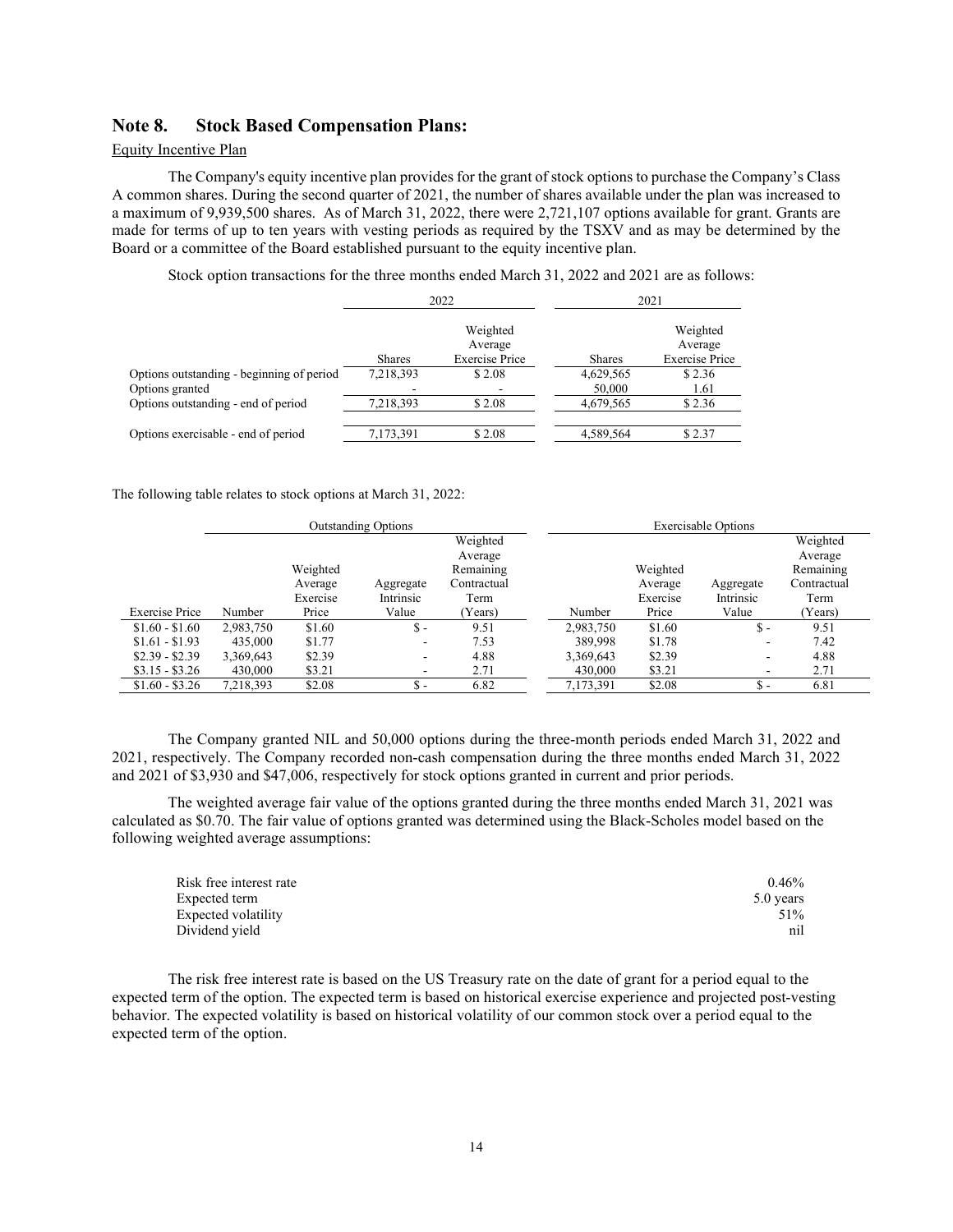## Note 8. Stock Based Compensation Plans:

Equity Incentive Plan

The Company's equity incentive plan provides for the grant of stock options to purchase the Company's Class A common shares. During the second quarter of 2021, the number of shares available under the plan was increased to a maximum of 9,939,500 shares. As of March 31, 2022, there were 2,721,107 options available for grant. Grants are made for terms of up to ten years with vesting periods as required by the TSXV and as may be determined by the Board or a committee of the Board established pursuant to the equity incentive plan.

Stock option transactions for the three months ended March 31, 2022 and 2021 are as follows:

| | 2022 | | 2021 | |
|---|---|---|---|---|
| | Shares | Weighted Average Exercise Price | Shares | Weighted Average Exercise Price |
| Options outstanding - beginning of period | 7,218,393 | $ 2.08 | 4,629,565 | $ 2.36 |
| Options granted | - | - | 50,000 | 1.61 |
| Options outstanding - end of period | 7,218,393 | $ 2.08 | 4,679,565 | $ 2.36 |
| Options exercisable - end of period | 7,173,391 | $ 2.08 | 4,589,564 | $ 2.37 |

The following table relates to stock options at March 31, 2022:

| | Outstanding Options | | | | Exercisable Options | | | |
|---|---|---|---|---|---|---|---|---|
| Exercise Price | Number | Weighted Average Exercise Price | Aggregate Intrinsic Value | Weighted Average Remaining Contractual Term (Years) | Number | Weighted Average Exercise Price | Aggregate Intrinsic Value | Weighted Average Remaining Contractual Term (Years) |
| $1.60 - $1.60 | 2,983,750 | $1.60 | $ - | 9.51 | 2,983,750 | $1.60 | $ - | 9.51 |
| $1.61 - $1.93 | 435,000 | $1.77 | - | 7.53 | 389,998 | $1.78 | - | 7.42 |
| $2.39 - $2.39 | 3,369,643 | $2.39 | - | 4.88 | 3,369,643 | $2.39 | - | 4.88 |
| $3.15 - $3.26 | 430,000 | $3.21 | - | 2.71 | 430,000 | $3.21 | - | 2.71 |
| $1.60 - $3.26 | 7,218,393 | $2.08 | $ - | 6.82 | 7,173,391 | $2.08 | $ - | 6.81 |

The Company granted NIL and 50,000 options during the three-month periods ended March 31, 2022 and 2021, respectively. The Company recorded non-cash compensation during the three months ended March 31, 2022 and 2021 of $3,930 and $47,006, respectively for stock options granted in current and prior periods.

The weighted average fair value of the options granted during the three months ended March 31, 2021 was calculated as $0.70. The fair value of options granted was determined using the Black-Scholes model based on the following weighted average assumptions:

| | |
|---|---|
| Risk free interest rate | 0.46% |
| Expected term | 5.0 years |
| Expected volatility | 51% |
| Dividend yield | nil |

The risk free interest rate is based on the US Treasury rate on the date of grant for a period equal to the expected term of the option. The expected term is based on historical exercise experience and projected post-vesting behavior. The expected volatility is based on historical volatility of our common stock over a period equal to the expected term of the option.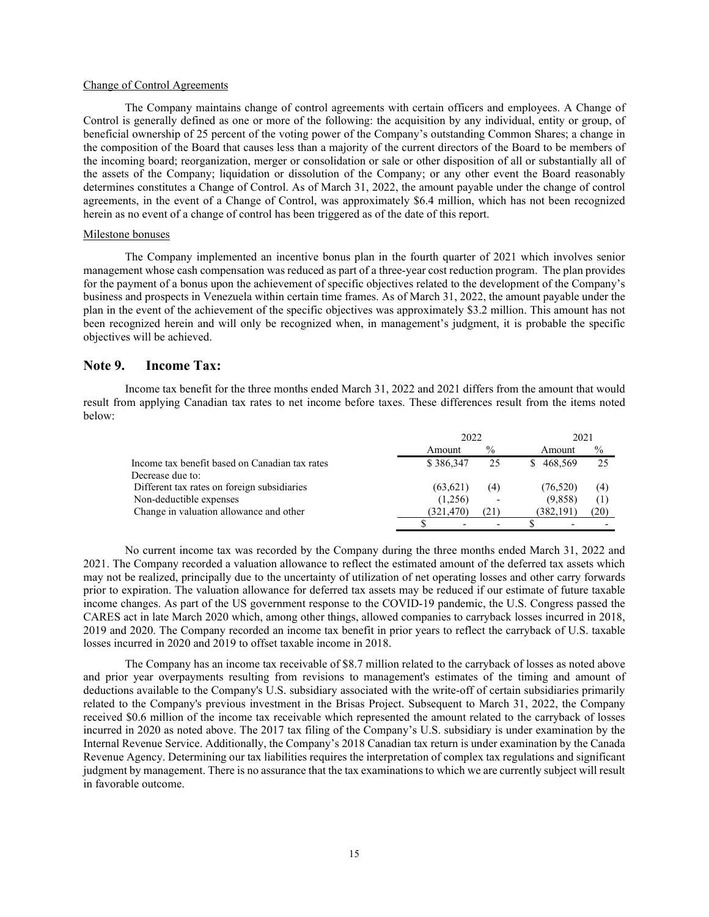Change of Control Agreements

The Company maintains change of control agreements with certain officers and employees. A Change of Control is generally defined as one or more of the following: the acquisition by any individual, entity or group, of beneficial ownership of 25 percent of the voting power of the Company's outstanding Common Shares; a change in the composition of the Board that causes less than a majority of the current directors of the Board to be members of the incoming board; reorganization, merger or consolidation or sale or other disposition of all or substantially all of the assets of the Company; liquidation or dissolution of the Company; or any other event the Board reasonably determines constitutes a Change of Control. As of March 31, 2022, the amount payable under the change of control agreements, in the event of a Change of Control, was approximately $6.4 million, which has not been recognized herein as no event of a change of control has been triggered as of the date of this report.

Milestone bonuses

The Company implemented an incentive bonus plan in the fourth quarter of 2021 which involves senior management whose cash compensation was reduced as part of a three-year cost reduction program. The plan provides for the payment of a bonus upon the achievement of specific objectives related to the development of the Company's business and prospects in Venezuela within certain time frames. As of March 31, 2022, the amount payable under the plan in the event of the achievement of the specific objectives was approximately $3.2 million. This amount has not been recognized herein and will only be recognized when, in management's judgment, it is probable the specific objectives will be achieved.

## Note 9. Income Tax:

Income tax benefit for the three months ended March 31, 2022 and 2021 differs from the amount that would result from applying Canadian tax rates to net income before taxes. These differences result from the items noted below:

| | 2022 | | 2021 | |
|---|---|---|---|---|
| | Amount | % | Amount | % |
| Income tax benefit based on Canadian tax rates | $ 386,347 | 25 | $ 468,569 | 25 |
| Decrease due to: | | | | |
| Different tax rates on foreign subsidiaries | (63,621) | (4) | (76,520) | (4) |
| Non-deductible expenses | (1,256) | - | (9,858) | (1) |
| Change in valuation allowance and other | (321,470) | (21) | (382,191) | (20) |
| | $ - | - | $ - | - |

No current income tax was recorded by the Company during the three months ended March 31, 2022 and 2021. The Company recorded a valuation allowance to reflect the estimated amount of the deferred tax assets which may not be realized, principally due to the uncertainty of utilization of net operating losses and other carry forwards prior to expiration. The valuation allowance for deferred tax assets may be reduced if our estimate of future taxable income changes. As part of the US government response to the COVID-19 pandemic, the U.S. Congress passed the CARES act in late March 2020 which, among other things, allowed companies to carryback losses incurred in 2018, 2019 and 2020. The Company recorded an income tax benefit in prior years to reflect the carryback of U.S. taxable losses incurred in 2020 and 2019 to offset taxable income in 2018.

The Company has an income tax receivable of $8.7 million related to the carryback of losses as noted above and prior year overpayments resulting from revisions to management's estimates of the timing and amount of deductions available to the Company's U.S. subsidiary associated with the write-off of certain subsidiaries primarily related to the Company's previous investment in the Brisas Project. Subsequent to March 31, 2022, the Company received $0.6 million of the income tax receivable which represented the amount related to the carryback of losses incurred in 2020 as noted above. The 2017 tax filing of the Company's U.S. subsidiary is under examination by the Internal Revenue Service. Additionally, the Company's 2018 Canadian tax return is under examination by the Canada Revenue Agency. Determining our tax liabilities requires the interpretation of complex tax regulations and significant judgment by management. There is no assurance that the tax examinations to which we are currently subject will result in favorable outcome.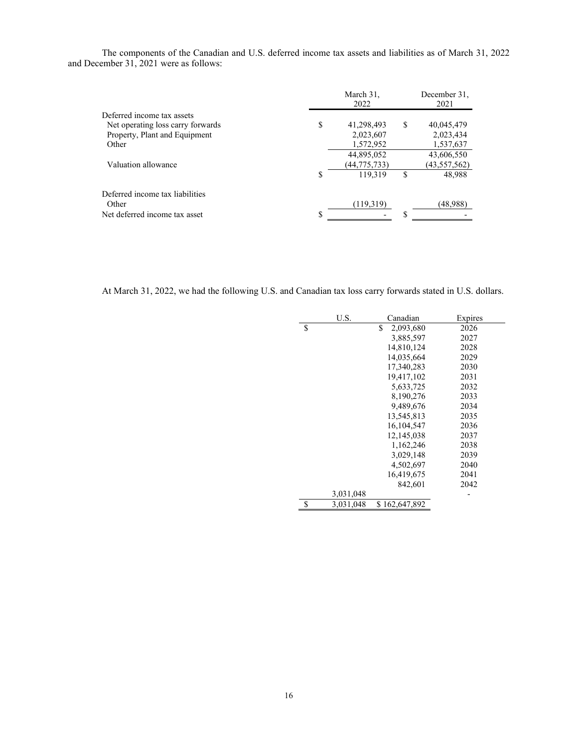The components of the Canadian and U.S. deferred income tax assets and liabilities as of March 31, 2022 and December 31, 2021 were as follows:

| | March 31, 2022 | December 31, 2021 |
|---|---|---|
| Deferred income tax assets | | |
| Net operating loss carry forwards | $ 41,298,493 | $ 40,045,479 |
| Property, Plant and Equipment | 2,023,607 | 2,023,434 |
| Other | 1,572,952 | 1,537,637 |
| | 44,895,052 | 43,606,550 |
| Valuation allowance | (44,775,733) | (43,557,562) |
| | $ 119,319 | $ 48,988 |
| Deferred income tax liabilities | | |
| Other | (119,319) | (48,988) |
| Net deferred income tax asset | $ - | $ - |

At March 31, 2022, we had the following U.S. and Canadian tax loss carry forwards stated in U.S. dollars.

| U.S. | Canadian | Expires |
|---|---|---|
| $ | $ 2,093,680 | 2026 |
| | 3,885,597 | 2027 |
| | 14,810,124 | 2028 |
| | 14,035,664 | 2029 |
| | 17,340,283 | 2030 |
| | 19,417,102 | 2031 |
| | 5,633,725 | 2032 |
| | 8,190,276 | 2033 |
| | 9,489,676 | 2034 |
| | 13,545,813 | 2035 |
| | 16,104,547 | 2036 |
| | 12,145,038 | 2037 |
| | 1,162,246 | 2038 |
| | 3,029,148 | 2039 |
| | 4,502,697 | 2040 |
| | 16,419,675 | 2041 |
| | 842,601 | 2042 |
| 3,031,048 | | - |
| $ 3,031,048 | $ 162,647,892 | |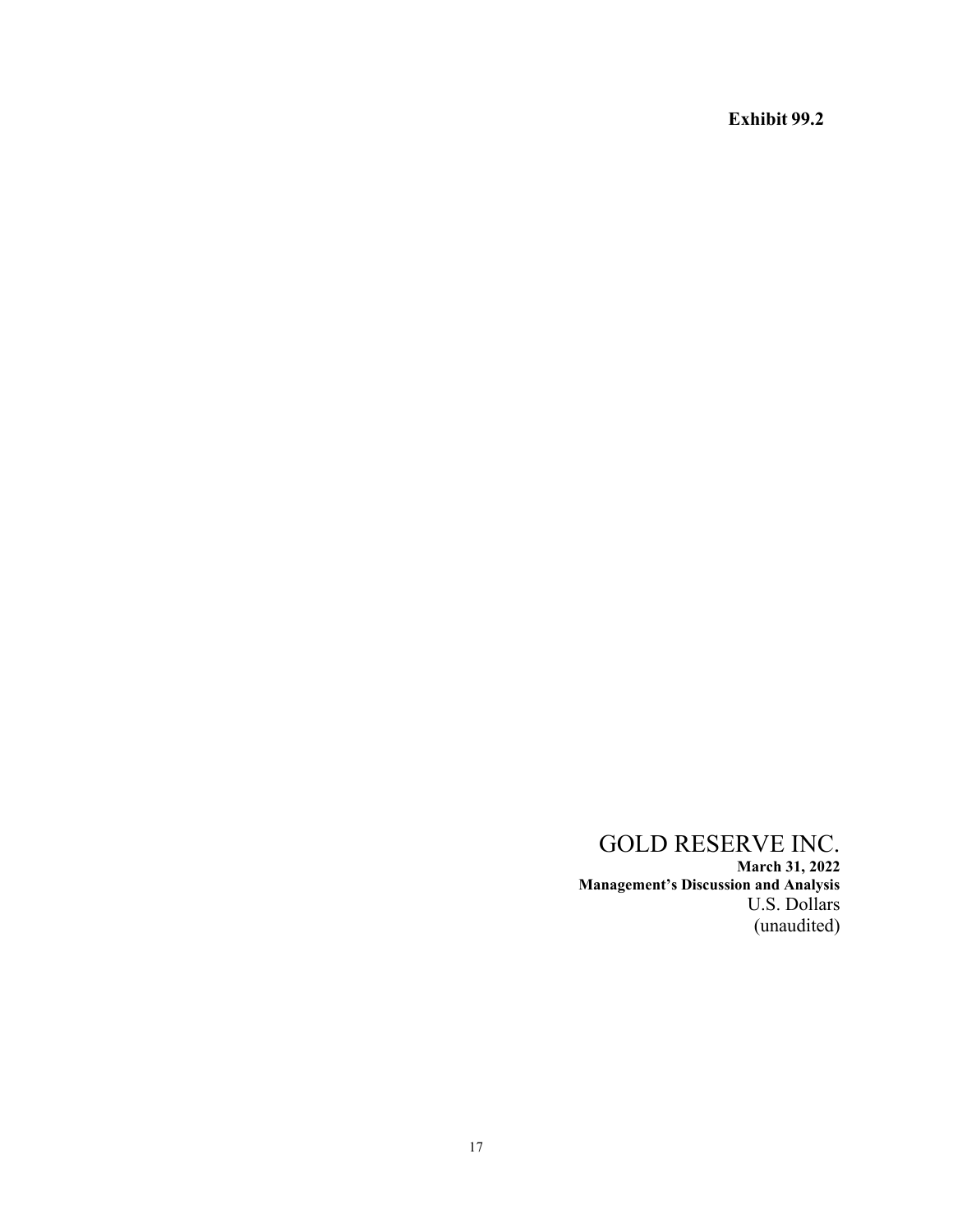**Exhibit 99.2**

# GOLD RESERVE INC.

**March 31, 2022**

**Management's Discussion and Analysis**

U.S. Dollars

(unaudited)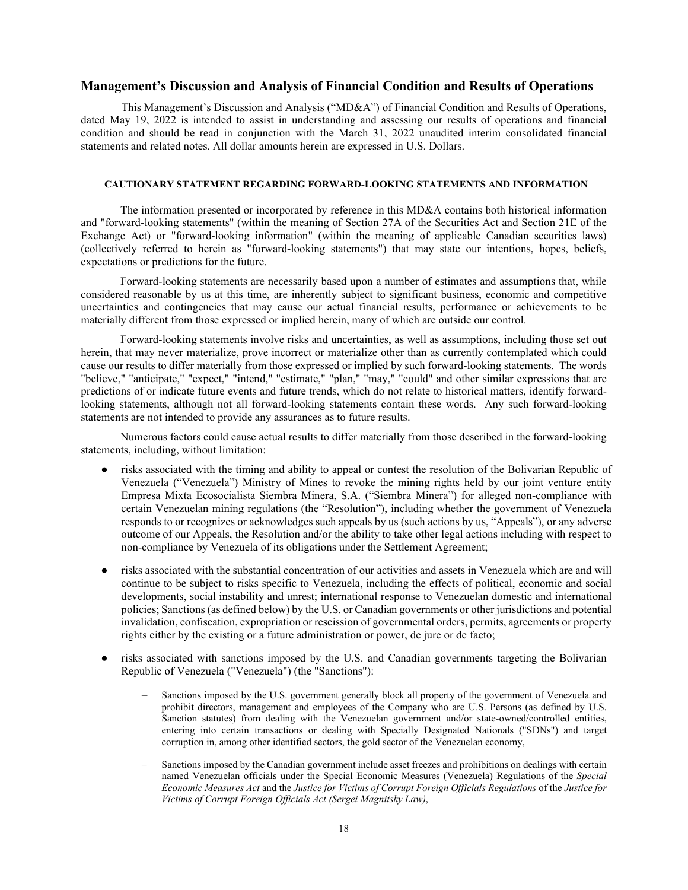## Management's Discussion and Analysis of Financial Condition and Results of Operations

This Management's Discussion and Analysis ("MD&A") of Financial Condition and Results of Operations, dated May 19, 2022 is intended to assist in understanding and assessing our results of operations and financial condition and should be read in conjunction with the March 31, 2022 unaudited interim consolidated financial statements and related notes. All dollar amounts herein are expressed in U.S. Dollars.

#### CAUTIONARY STATEMENT REGARDING FORWARD-LOOKING STATEMENTS AND INFORMATION

The information presented or incorporated by reference in this MD&A contains both historical information and "forward-looking statements" (within the meaning of Section 27A of the Securities Act and Section 21E of the Exchange Act) or "forward-looking information" (within the meaning of applicable Canadian securities laws) (collectively referred to herein as "forward-looking statements") that may state our intentions, hopes, beliefs, expectations or predictions for the future.

Forward-looking statements are necessarily based upon a number of estimates and assumptions that, while considered reasonable by us at this time, are inherently subject to significant business, economic and competitive uncertainties and contingencies that may cause our actual financial results, performance or achievements to be materially different from those expressed or implied herein, many of which are outside our control.

Forward-looking statements involve risks and uncertainties, as well as assumptions, including those set out herein, that may never materialize, prove incorrect or materialize other than as currently contemplated which could cause our results to differ materially from those expressed or implied by such forward-looking statements. The words "believe," "anticipate," "expect," "intend," "estimate," "plan," "may," "could" and other similar expressions that are predictions of or indicate future events and future trends, which do not relate to historical matters, identify forward-looking statements, although not all forward-looking statements contain these words. Any such forward-looking statements are not intended to provide any assurances as to future results.

Numerous factors could cause actual results to differ materially from those described in the forward-looking statements, including, without limitation:

- risks associated with the timing and ability to appeal or contest the resolution of the Bolivarian Republic of Venezuela ("Venezuela") Ministry of Mines to revoke the mining rights held by our joint venture entity Empresa Mixta Ecosocialista Siembra Minera, S.A. ("Siembra Minera") for alleged non-compliance with certain Venezuelan mining regulations (the "Resolution"), including whether the government of Venezuela responds to or recognizes or acknowledges such appeals by us (such actions by us, "Appeals"), or any adverse outcome of our Appeals, the Resolution and/or the ability to take other legal actions including with respect to non-compliance by Venezuela of its obligations under the Settlement Agreement;
- risks associated with the substantial concentration of our activities and assets in Venezuela which are and will continue to be subject to risks specific to Venezuela, including the effects of political, economic and social developments, social instability and unrest; international response to Venezuelan domestic and international policies; Sanctions (as defined below) by the U.S. or Canadian governments or other jurisdictions and potential invalidation, confiscation, expropriation or rescission of governmental orders, permits, agreements or property rights either by the existing or a future administration or power, de jure or de facto;
- risks associated with sanctions imposed by the U.S. and Canadian governments targeting the Bolivarian Republic of Venezuela ("Venezuela") (the "Sanctions"):
  - Sanctions imposed by the U.S. government generally block all property of the government of Venezuela and prohibit directors, management and employees of the Company who are U.S. Persons (as defined by U.S. Sanction statutes) from dealing with the Venezuelan government and/or state-owned/controlled entities, entering into certain transactions or dealing with Specially Designated Nationals ("SDNs") and target corruption in, among other identified sectors, the gold sector of the Venezuelan economy,
  - Sanctions imposed by the Canadian government include asset freezes and prohibitions on dealings with certain named Venezuelan officials under the Special Economic Measures (Venezuela) Regulations of the *Special Economic Measures Act* and the *Justice for Victims of Corrupt Foreign Officials Regulations* of the *Justice for Victims of Corrupt Foreign Officials Act (Sergei Magnitsky Law)*,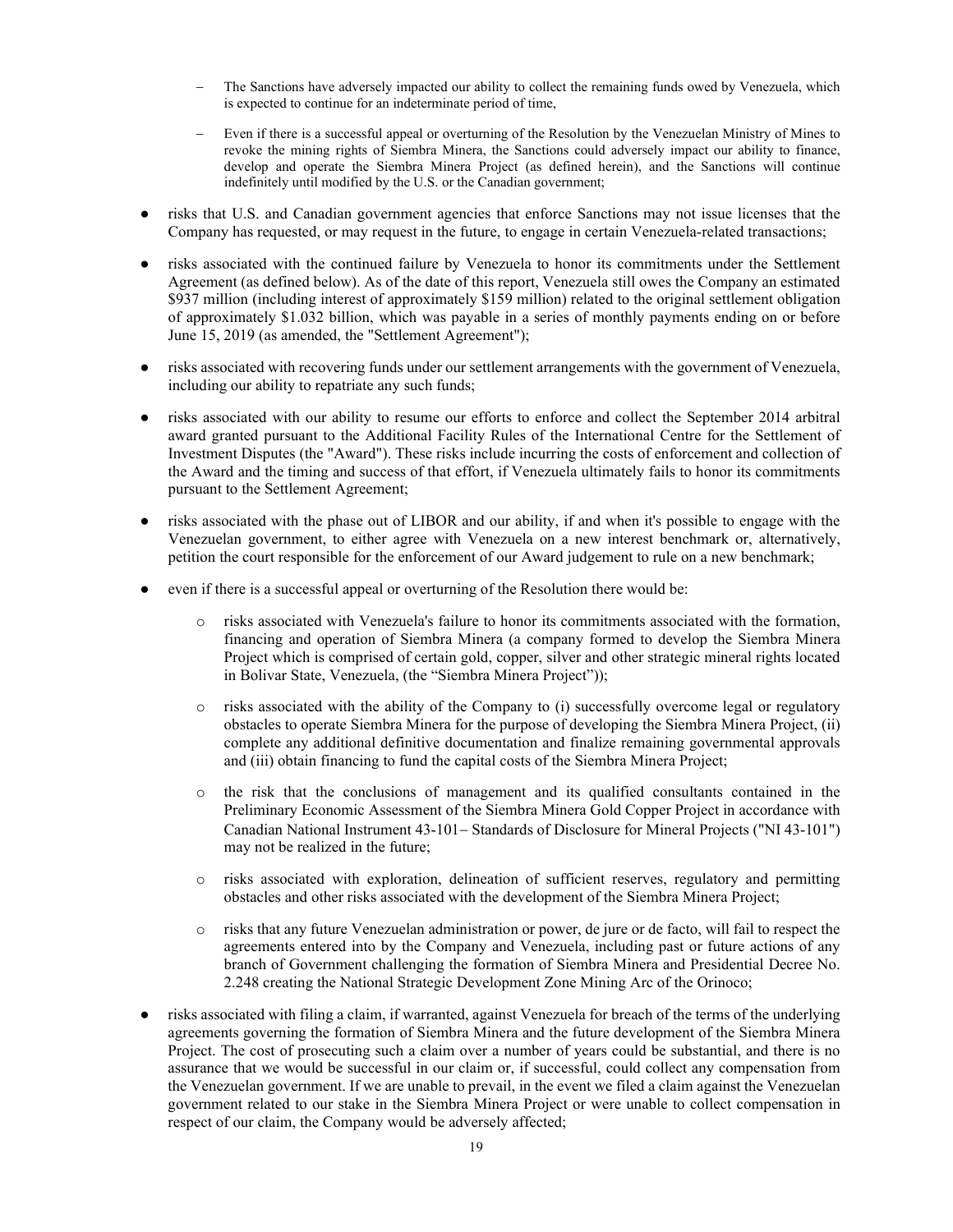- The Sanctions have adversely impacted our ability to collect the remaining funds owed by Venezuela, which is expected to continue for an indeterminate period of time,
  - Even if there is a successful appeal or overturning of the Resolution by the Venezuelan Ministry of Mines to revoke the mining rights of Siembra Minera, the Sanctions could adversely impact our ability to finance, develop and operate the Siembra Minera Project (as defined herein), and the Sanctions will continue indefinitely until modified by the U.S. or the Canadian government;

- risks that U.S. and Canadian government agencies that enforce Sanctions may not issue licenses that the Company has requested, or may request in the future, to engage in certain Venezuela-related transactions;
- risks associated with the continued failure by Venezuela to honor its commitments under the Settlement Agreement (as defined below). As of the date of this report, Venezuela still owes the Company an estimated $937 million (including interest of approximately $159 million) related to the original settlement obligation of approximately $1.032 billion, which was payable in a series of monthly payments ending on or before June 15, 2019 (as amended, the "Settlement Agreement");
- risks associated with recovering funds under our settlement arrangements with the government of Venezuela, including our ability to repatriate any such funds;
- risks associated with our ability to resume our efforts to enforce and collect the September 2014 arbitral award granted pursuant to the Additional Facility Rules of the International Centre for the Settlement of Investment Disputes (the "Award"). These risks include incurring the costs of enforcement and collection of the Award and the timing and success of that effort, if Venezuela ultimately fails to honor its commitments pursuant to the Settlement Agreement;
- risks associated with the phase out of LIBOR and our ability, if and when it's possible to engage with the Venezuelan government, to either agree with Venezuela on a new interest benchmark or, alternatively, petition the court responsible for the enforcement of our Award judgement to rule on a new benchmark;
- even if there is a successful appeal or overturning of the Resolution there would be:
  - risks associated with Venezuela's failure to honor its commitments associated with the formation, financing and operation of Siembra Minera (a company formed to develop the Siembra Minera Project which is comprised of certain gold, copper, silver and other strategic mineral rights located in Bolivar State, Venezuela, (the "Siembra Minera Project"));
  - risks associated with the ability of the Company to (i) successfully overcome legal or regulatory obstacles to operate Siembra Minera for the purpose of developing the Siembra Minera Project, (ii) complete any additional definitive documentation and finalize remaining governmental approvals and (iii) obtain financing to fund the capital costs of the Siembra Minera Project;
  - the risk that the conclusions of management and its qualified consultants contained in the Preliminary Economic Assessment of the Siembra Minera Gold Copper Project in accordance with Canadian National Instrument 43-101– Standards of Disclosure for Mineral Projects ("NI 43-101") may not be realized in the future;
  - risks associated with exploration, delineation of sufficient reserves, regulatory and permitting obstacles and other risks associated with the development of the Siembra Minera Project;
  - risks that any future Venezuelan administration or power, de jure or de facto, will fail to respect the agreements entered into by the Company and Venezuela, including past or future actions of any branch of Government challenging the formation of Siembra Minera and Presidential Decree No. 2.248 creating the National Strategic Development Zone Mining Arc of the Orinoco;
- risks associated with filing a claim, if warranted, against Venezuela for breach of the terms of the underlying agreements governing the formation of Siembra Minera and the future development of the Siembra Minera Project. The cost of prosecuting such a claim over a number of years could be substantial, and there is no assurance that we would be successful in our claim or, if successful, could collect any compensation from the Venezuelan government. If we are unable to prevail, in the event we filed a claim against the Venezuelan government related to our stake in the Siembra Minera Project or were unable to collect compensation in respect of our claim, the Company would be adversely affected;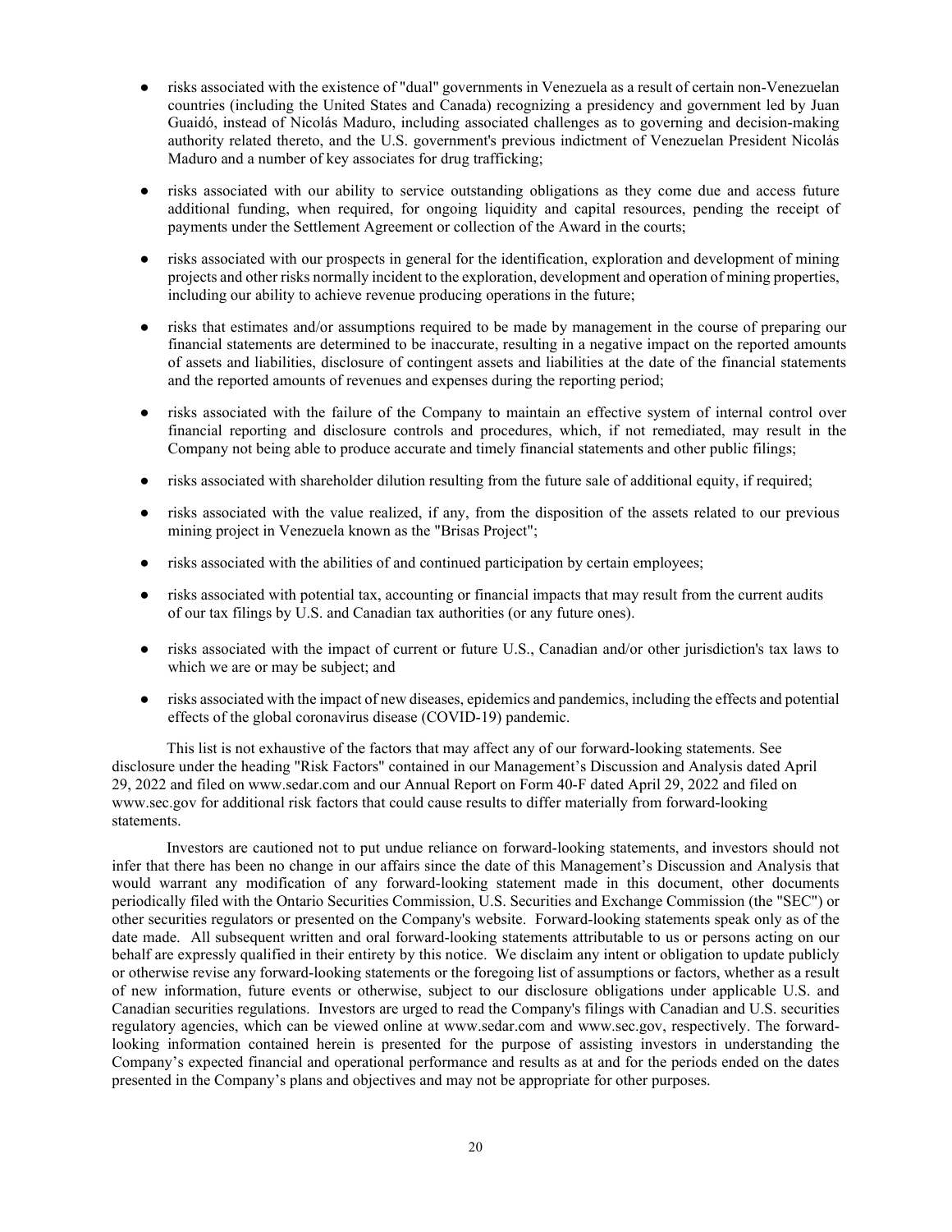- risks associated with the existence of "dual" governments in Venezuela as a result of certain non-Venezuelan countries (including the United States and Canada) recognizing a presidency and government led by Juan Guaidó, instead of Nicolás Maduro, including associated challenges as to governing and decision-making authority related thereto, and the U.S. government's previous indictment of Venezuelan President Nicolás Maduro and a number of key associates for drug trafficking;

- risks associated with our ability to service outstanding obligations as they come due and access future additional funding, when required, for ongoing liquidity and capital resources, pending the receipt of payments under the Settlement Agreement or collection of the Award in the courts;

- risks associated with our prospects in general for the identification, exploration and development of mining projects and other risks normally incident to the exploration, development and operation of mining properties, including our ability to achieve revenue producing operations in the future;

- risks that estimates and/or assumptions required to be made by management in the course of preparing our financial statements are determined to be inaccurate, resulting in a negative impact on the reported amounts of assets and liabilities, disclosure of contingent assets and liabilities at the date of the financial statements and the reported amounts of revenues and expenses during the reporting period;

- risks associated with the failure of the Company to maintain an effective system of internal control over financial reporting and disclosure controls and procedures, which, if not remediated, may result in the Company not being able to produce accurate and timely financial statements and other public filings;

- risks associated with shareholder dilution resulting from the future sale of additional equity, if required;

- risks associated with the value realized, if any, from the disposition of the assets related to our previous mining project in Venezuela known as the "Brisas Project";

- risks associated with the abilities of and continued participation by certain employees;

- risks associated with potential tax, accounting or financial impacts that may result from the current audits of our tax filings by U.S. and Canadian tax authorities (or any future ones).

- risks associated with the impact of current or future U.S., Canadian and/or other jurisdiction's tax laws to which we are or may be subject; and

- risks associated with the impact of new diseases, epidemics and pandemics, including the effects and potential effects of the global coronavirus disease (COVID-19) pandemic.

This list is not exhaustive of the factors that may affect any of our forward-looking statements. See disclosure under the heading "Risk Factors" contained in our Management's Discussion and Analysis dated April 29, 2022 and filed on www.sedar.com and our Annual Report on Form 40-F dated April 29, 2022 and filed on www.sec.gov for additional risk factors that could cause results to differ materially from forward-looking statements.

Investors are cautioned not to put undue reliance on forward-looking statements, and investors should not infer that there has been no change in our affairs since the date of this Management's Discussion and Analysis that would warrant any modification of any forward-looking statement made in this document, other documents periodically filed with the Ontario Securities Commission, U.S. Securities and Exchange Commission (the "SEC") or other securities regulators or presented on the Company's website. Forward-looking statements speak only as of the date made. All subsequent written and oral forward-looking statements attributable to us or persons acting on our behalf are expressly qualified in their entirety by this notice. We disclaim any intent or obligation to update publicly or otherwise revise any forward-looking statements or the foregoing list of assumptions or factors, whether as a result of new information, future events or otherwise, subject to our disclosure obligations under applicable U.S. and Canadian securities regulations. Investors are urged to read the Company's filings with Canadian and U.S. securities regulatory agencies, which can be viewed online at www.sedar.com and www.sec.gov, respectively. The forward-looking information contained herein is presented for the purpose of assisting investors in understanding the Company's expected financial and operational performance and results as at and for the periods ended on the dates presented in the Company's plans and objectives and may not be appropriate for other purposes.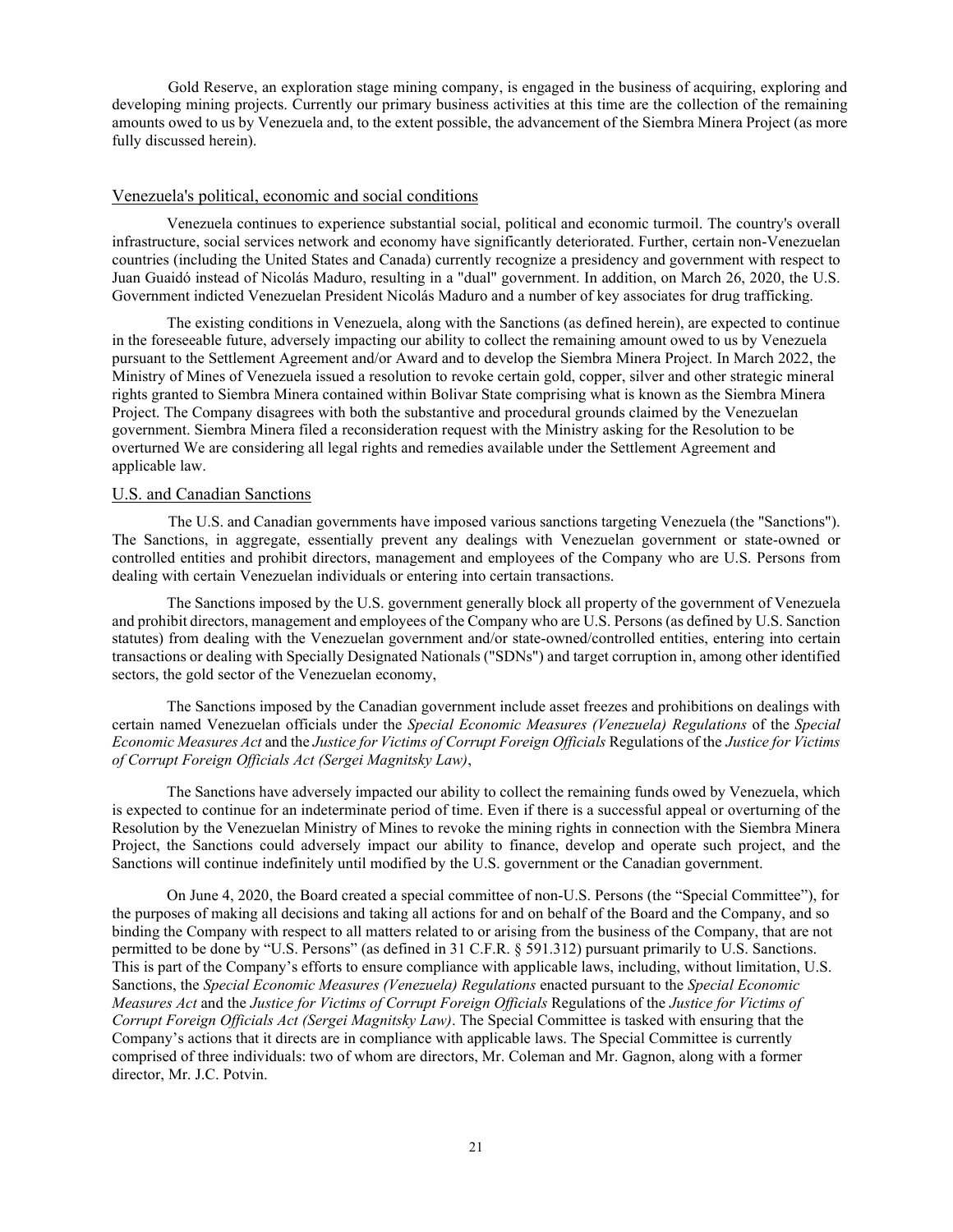Gold Reserve, an exploration stage mining company, is engaged in the business of acquiring, exploring and developing mining projects. Currently our primary business activities at this time are the collection of the remaining amounts owed to us by Venezuela and, to the extent possible, the advancement of the Siembra Minera Project (as more fully discussed herein).

## Venezuela's political, economic and social conditions

Venezuela continues to experience substantial social, political and economic turmoil. The country's overall infrastructure, social services network and economy have significantly deteriorated. Further, certain non-Venezuelan countries (including the United States and Canada) currently recognize a presidency and government with respect to Juan Guaidó instead of Nicolás Maduro, resulting in a "dual" government. In addition, on March 26, 2020, the U.S. Government indicted Venezuelan President Nicolás Maduro and a number of key associates for drug trafficking.

The existing conditions in Venezuela, along with the Sanctions (as defined herein), are expected to continue in the foreseeable future, adversely impacting our ability to collect the remaining amount owed to us by Venezuela pursuant to the Settlement Agreement and/or Award and to develop the Siembra Minera Project. In March 2022, the Ministry of Mines of Venezuela issued a resolution to revoke certain gold, copper, silver and other strategic mineral rights granted to Siembra Minera contained within Bolivar State comprising what is known as the Siembra Minera Project. The Company disagrees with both the substantive and procedural grounds claimed by the Venezuelan government. Siembra Minera filed a reconsideration request with the Ministry asking for the Resolution to be overturned We are considering all legal rights and remedies available under the Settlement Agreement and applicable law.

## U.S. and Canadian Sanctions

The U.S. and Canadian governments have imposed various sanctions targeting Venezuela (the "Sanctions"). The Sanctions, in aggregate, essentially prevent any dealings with Venezuelan government or state-owned or controlled entities and prohibit directors, management and employees of the Company who are U.S. Persons from dealing with certain Venezuelan individuals or entering into certain transactions.

The Sanctions imposed by the U.S. government generally block all property of the government of Venezuela and prohibit directors, management and employees of the Company who are U.S. Persons (as defined by U.S. Sanction statutes) from dealing with the Venezuelan government and/or state-owned/controlled entities, entering into certain transactions or dealing with Specially Designated Nationals ("SDNs") and target corruption in, among other identified sectors, the gold sector of the Venezuelan economy,

The Sanctions imposed by the Canadian government include asset freezes and prohibitions on dealings with certain named Venezuelan officials under the *Special Economic Measures (Venezuela) Regulations* of the *Special Economic Measures Act* and the *Justice for Victims of Corrupt Foreign Officials* Regulations of the *Justice for Victims of Corrupt Foreign Officials Act (Sergei Magnitsky Law)*,

The Sanctions have adversely impacted our ability to collect the remaining funds owed by Venezuela, which is expected to continue for an indeterminate period of time. Even if there is a successful appeal or overturning of the Resolution by the Venezuelan Ministry of Mines to revoke the mining rights in connection with the Siembra Minera Project, the Sanctions could adversely impact our ability to finance, develop and operate such project, and the Sanctions will continue indefinitely until modified by the U.S. government or the Canadian government.

On June 4, 2020, the Board created a special committee of non-U.S. Persons (the "Special Committee"), for the purposes of making all decisions and taking all actions for and on behalf of the Board and the Company, and so binding the Company with respect to all matters related to or arising from the business of the Company, that are not permitted to be done by "U.S. Persons" (as defined in 31 C.F.R. § 591.312) pursuant primarily to U.S. Sanctions. This is part of the Company's efforts to ensure compliance with applicable laws, including, without limitation, U.S. Sanctions, the *Special Economic Measures (Venezuela) Regulations* enacted pursuant to the *Special Economic Measures Act* and the *Justice for Victims of Corrupt Foreign Officials* Regulations of the *Justice for Victims of Corrupt Foreign Officials Act (Sergei Magnitsky Law)*. The Special Committee is tasked with ensuring that the Company's actions that it directs are in compliance with applicable laws. The Special Committee is currently comprised of three individuals: two of whom are directors, Mr. Coleman and Mr. Gagnon, along with a former director, Mr. J.C. Potvin.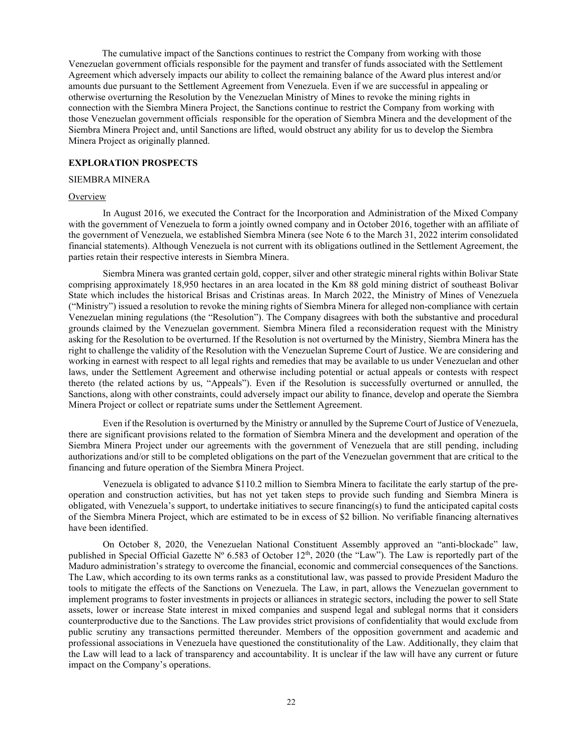The cumulative impact of the Sanctions continues to restrict the Company from working with those Venezuelan government officials responsible for the payment and transfer of funds associated with the Settlement Agreement which adversely impacts our ability to collect the remaining balance of the Award plus interest and/or amounts due pursuant to the Settlement Agreement from Venezuela. Even if we are successful in appealing or otherwise overturning the Resolution by the Venezuelan Ministry of Mines to revoke the mining rights in connection with the Siembra Minera Project, the Sanctions continue to restrict the Company from working with those Venezuelan government officials responsible for the operation of Siembra Minera and the development of the Siembra Minera Project and, until Sanctions are lifted, would obstruct any ability for us to develop the Siembra Minera Project as originally planned.

## EXPLORATION PROSPECTS

### SIEMBRA MINERA

#### Overview

In August 2016, we executed the Contract for the Incorporation and Administration of the Mixed Company with the government of Venezuela to form a jointly owned company and in October 2016, together with an affiliate of the government of Venezuela, we established Siembra Minera (see Note 6 to the March 31, 2022 interim consolidated financial statements). Although Venezuela is not current with its obligations outlined in the Settlement Agreement, the parties retain their respective interests in Siembra Minera.

Siembra Minera was granted certain gold, copper, silver and other strategic mineral rights within Bolivar State comprising approximately 18,950 hectares in an area located in the Km 88 gold mining district of southeast Bolivar State which includes the historical Brisas and Cristinas areas. In March 2022, the Ministry of Mines of Venezuela ("Ministry") issued a resolution to revoke the mining rights of Siembra Minera for alleged non-compliance with certain Venezuelan mining regulations (the "Resolution"). The Company disagrees with both the substantive and procedural grounds claimed by the Venezuelan government. Siembra Minera filed a reconsideration request with the Ministry asking for the Resolution to be overturned. If the Resolution is not overturned by the Ministry, Siembra Minera has the right to challenge the validity of the Resolution with the Venezuelan Supreme Court of Justice. We are considering and working in earnest with respect to all legal rights and remedies that may be available to us under Venezuelan and other laws, under the Settlement Agreement and otherwise including potential or actual appeals or contests with respect thereto (the related actions by us, "Appeals"). Even if the Resolution is successfully overturned or annulled, the Sanctions, along with other constraints, could adversely impact our ability to finance, develop and operate the Siembra Minera Project or collect or repatriate sums under the Settlement Agreement.

Even if the Resolution is overturned by the Ministry or annulled by the Supreme Court of Justice of Venezuela, there are significant provisions related to the formation of Siembra Minera and the development and operation of the Siembra Minera Project under our agreements with the government of Venezuela that are still pending, including authorizations and/or still to be completed obligations on the part of the Venezuelan government that are critical to the financing and future operation of the Siembra Minera Project.

Venezuela is obligated to advance $110.2 million to Siembra Minera to facilitate the early startup of the pre-operation and construction activities, but has not yet taken steps to provide such funding and Siembra Minera is obligated, with Venezuela's support, to undertake initiatives to secure financing(s) to fund the anticipated capital costs of the Siembra Minera Project, which are estimated to be in excess of $2 billion. No verifiable financing alternatives have been identified.

On October 8, 2020, the Venezuelan National Constituent Assembly approved an "anti-blockade" law, published in Special Official Gazette Nº 6.583 of October 12th, 2020 (the "Law"). The Law is reportedly part of the Maduro administration's strategy to overcome the financial, economic and commercial consequences of the Sanctions. The Law, which according to its own terms ranks as a constitutional law, was passed to provide President Maduro the tools to mitigate the effects of the Sanctions on Venezuela. The Law, in part, allows the Venezuelan government to implement programs to foster investments in projects or alliances in strategic sectors, including the power to sell State assets, lower or increase State interest in mixed companies and suspend legal and sublegal norms that it considers counterproductive due to the Sanctions. The Law provides strict provisions of confidentiality that would exclude from public scrutiny any transactions permitted thereunder. Members of the opposition government and academic and professional associations in Venezuela have questioned the constitutionality of the Law. Additionally, they claim that the Law will lead to a lack of transparency and accountability. It is unclear if the law will have any current or future impact on the Company's operations.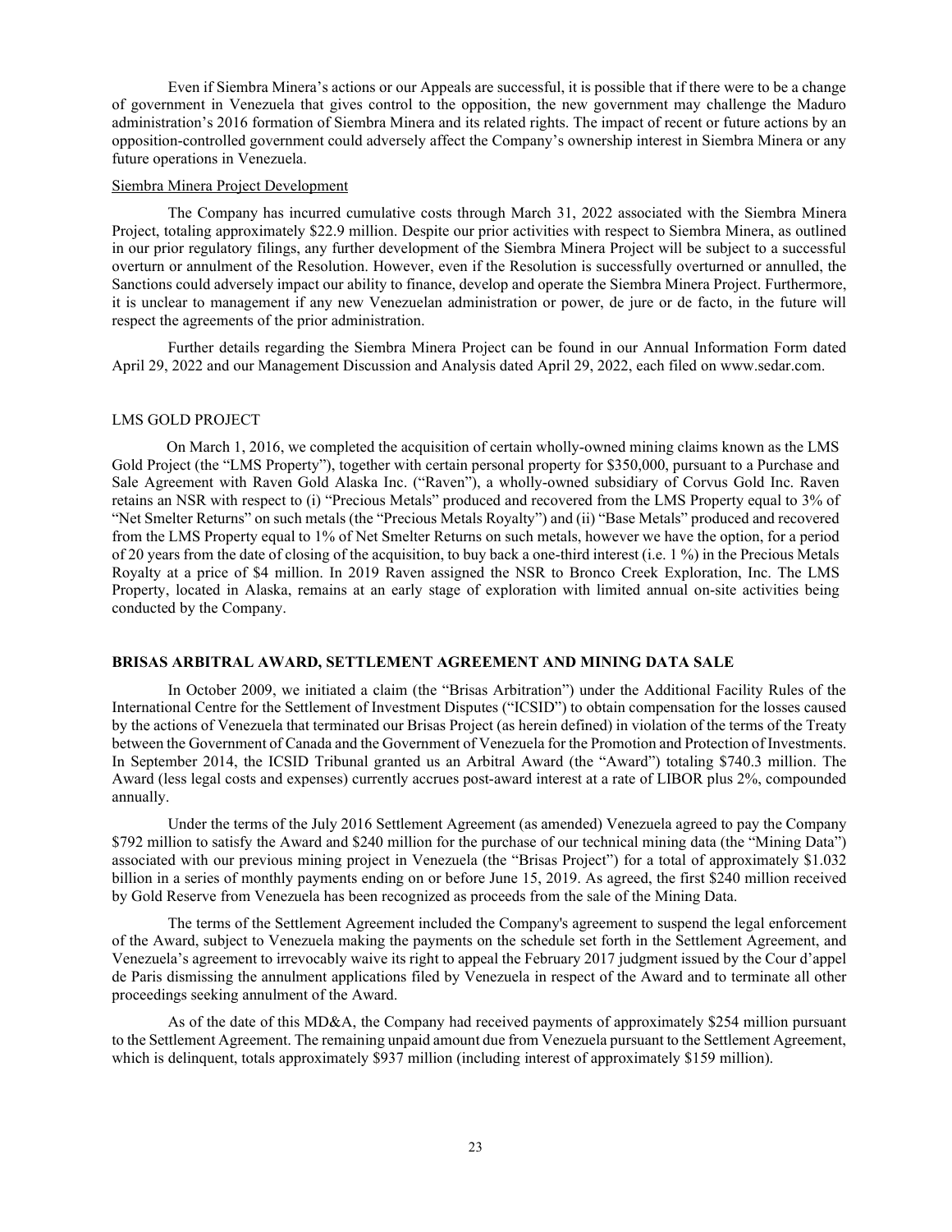Even if Siembra Minera's actions or our Appeals are successful, it is possible that if there were to be a change of government in Venezuela that gives control to the opposition, the new government may challenge the Maduro administration's 2016 formation of Siembra Minera and its related rights. The impact of recent or future actions by an opposition-controlled government could adversely affect the Company's ownership interest in Siembra Minera or any future operations in Venezuela.

Siembra Minera Project Development

The Company has incurred cumulative costs through March 31, 2022 associated with the Siembra Minera Project, totaling approximately $22.9 million. Despite our prior activities with respect to Siembra Minera, as outlined in our prior regulatory filings, any further development of the Siembra Minera Project will be subject to a successful overturn or annulment of the Resolution. However, even if the Resolution is successfully overturned or annulled, the Sanctions could adversely impact our ability to finance, develop and operate the Siembra Minera Project. Furthermore, it is unclear to management if any new Venezuelan administration or power, de jure or de facto, in the future will respect the agreements of the prior administration.

Further details regarding the Siembra Minera Project can be found in our Annual Information Form dated April 29, 2022 and our Management Discussion and Analysis dated April 29, 2022, each filed on www.sedar.com.

LMS GOLD PROJECT

On March 1, 2016, we completed the acquisition of certain wholly-owned mining claims known as the LMS Gold Project (the "LMS Property"), together with certain personal property for $350,000, pursuant to a Purchase and Sale Agreement with Raven Gold Alaska Inc. ("Raven"), a wholly-owned subsidiary of Corvus Gold Inc. Raven retains an NSR with respect to (i) "Precious Metals" produced and recovered from the LMS Property equal to 3% of "Net Smelter Returns" on such metals (the "Precious Metals Royalty") and (ii) "Base Metals" produced and recovered from the LMS Property equal to 1% of Net Smelter Returns on such metals, however we have the option, for a period of 20 years from the date of closing of the acquisition, to buy back a one-third interest (i.e. 1 %) in the Precious Metals Royalty at a price of $4 million. In 2019 Raven assigned the NSR to Bronco Creek Exploration, Inc. The LMS Property, located in Alaska, remains at an early stage of exploration with limited annual on-site activities being conducted by the Company.

**BRISAS ARBITRAL AWARD, SETTLEMENT AGREEMENT AND MINING DATA SALE**

In October 2009, we initiated a claim (the "Brisas Arbitration") under the Additional Facility Rules of the International Centre for the Settlement of Investment Disputes ("ICSID") to obtain compensation for the losses caused by the actions of Venezuela that terminated our Brisas Project (as herein defined) in violation of the terms of the Treaty between the Government of Canada and the Government of Venezuela for the Promotion and Protection of Investments. In September 2014, the ICSID Tribunal granted us an Arbitral Award (the "Award") totaling $740.3 million. The Award (less legal costs and expenses) currently accrues post-award interest at a rate of LIBOR plus 2%, compounded annually.

Under the terms of the July 2016 Settlement Agreement (as amended) Venezuela agreed to pay the Company $792 million to satisfy the Award and $240 million for the purchase of our technical mining data (the "Mining Data") associated with our previous mining project in Venezuela (the "Brisas Project") for a total of approximately $1.032 billion in a series of monthly payments ending on or before June 15, 2019. As agreed, the first $240 million received by Gold Reserve from Venezuela has been recognized as proceeds from the sale of the Mining Data.

The terms of the Settlement Agreement included the Company's agreement to suspend the legal enforcement of the Award, subject to Venezuela making the payments on the schedule set forth in the Settlement Agreement, and Venezuela's agreement to irrevocably waive its right to appeal the February 2017 judgment issued by the Cour d'appel de Paris dismissing the annulment applications filed by Venezuela in respect of the Award and to terminate all other proceedings seeking annulment of the Award.

As of the date of this MD&A, the Company had received payments of approximately $254 million pursuant to the Settlement Agreement. The remaining unpaid amount due from Venezuela pursuant to the Settlement Agreement, which is delinquent, totals approximately $937 million (including interest of approximately $159 million).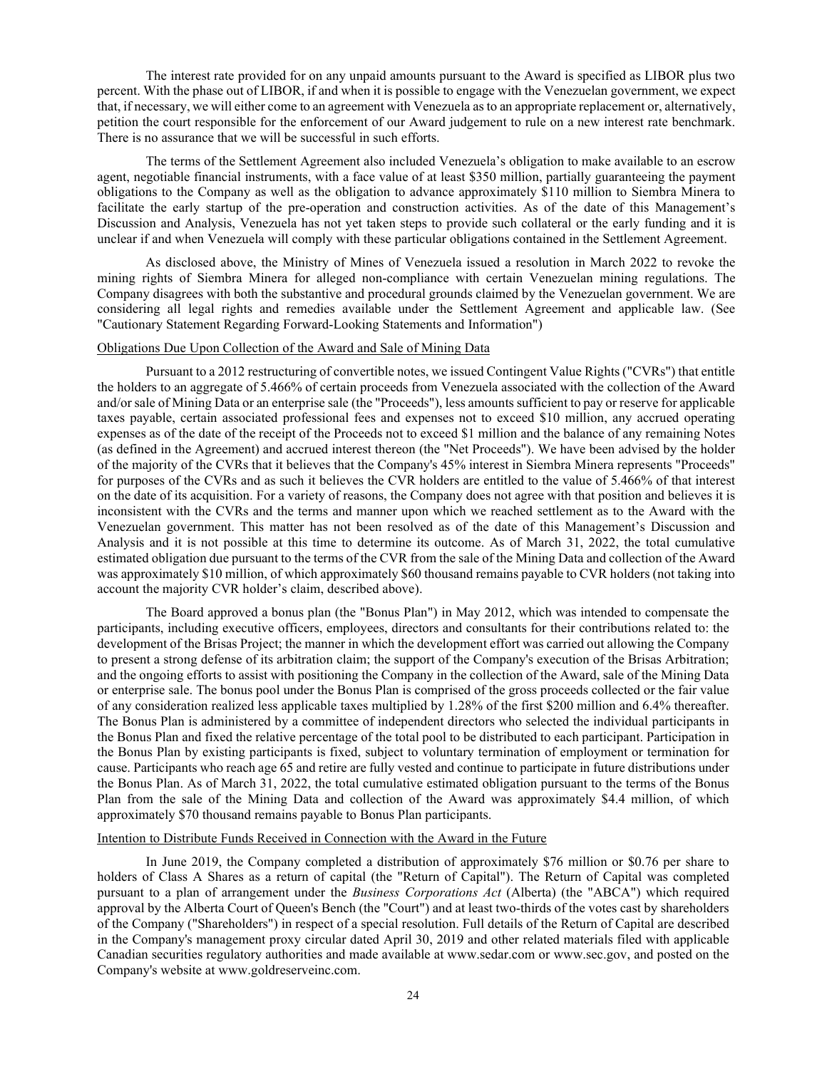The interest rate provided for on any unpaid amounts pursuant to the Award is specified as LIBOR plus two percent. With the phase out of LIBOR, if and when it is possible to engage with the Venezuelan government, we expect that, if necessary, we will either come to an agreement with Venezuela as to an appropriate replacement or, alternatively, petition the court responsible for the enforcement of our Award judgement to rule on a new interest rate benchmark. There is no assurance that we will be successful in such efforts.

The terms of the Settlement Agreement also included Venezuela's obligation to make available to an escrow agent, negotiable financial instruments, with a face value of at least $350 million, partially guaranteeing the payment obligations to the Company as well as the obligation to advance approximately $110 million to Siembra Minera to facilitate the early startup of the pre-operation and construction activities. As of the date of this Management's Discussion and Analysis, Venezuela has not yet taken steps to provide such collateral or the early funding and it is unclear if and when Venezuela will comply with these particular obligations contained in the Settlement Agreement.

As disclosed above, the Ministry of Mines of Venezuela issued a resolution in March 2022 to revoke the mining rights of Siembra Minera for alleged non-compliance with certain Venezuelan mining regulations. The Company disagrees with both the substantive and procedural grounds claimed by the Venezuelan government. We are considering all legal rights and remedies available under the Settlement Agreement and applicable law. (See "Cautionary Statement Regarding Forward-Looking Statements and Information")

## Obligations Due Upon Collection of the Award and Sale of Mining Data

Pursuant to a 2012 restructuring of convertible notes, we issued Contingent Value Rights ("CVRs") that entitle the holders to an aggregate of 5.466% of certain proceeds from Venezuela associated with the collection of the Award and/or sale of Mining Data or an enterprise sale (the "Proceeds"), less amounts sufficient to pay or reserve for applicable taxes payable, certain associated professional fees and expenses not to exceed $10 million, any accrued operating expenses as of the date of the receipt of the Proceeds not to exceed $1 million and the balance of any remaining Notes (as defined in the Agreement) and accrued interest thereon (the "Net Proceeds"). We have been advised by the holder of the majority of the CVRs that it believes that the Company's 45% interest in Siembra Minera represents "Proceeds" for purposes of the CVRs and as such it believes the CVR holders are entitled to the value of 5.466% of that interest on the date of its acquisition. For a variety of reasons, the Company does not agree with that position and believes it is inconsistent with the CVRs and the terms and manner upon which we reached settlement as to the Award with the Venezuelan government. This matter has not been resolved as of the date of this Management's Discussion and Analysis and it is not possible at this time to determine its outcome. As of March 31, 2022, the total cumulative estimated obligation due pursuant to the terms of the CVR from the sale of the Mining Data and collection of the Award was approximately $10 million, of which approximately $60 thousand remains payable to CVR holders (not taking into account the majority CVR holder's claim, described above).

The Board approved a bonus plan (the "Bonus Plan") in May 2012, which was intended to compensate the participants, including executive officers, employees, directors and consultants for their contributions related to: the development of the Brisas Project; the manner in which the development effort was carried out allowing the Company to present a strong defense of its arbitration claim; the support of the Company's execution of the Brisas Arbitration; and the ongoing efforts to assist with positioning the Company in the collection of the Award, sale of the Mining Data or enterprise sale. The bonus pool under the Bonus Plan is comprised of the gross proceeds collected or the fair value of any consideration realized less applicable taxes multiplied by 1.28% of the first $200 million and 6.4% thereafter. The Bonus Plan is administered by a committee of independent directors who selected the individual participants in the Bonus Plan and fixed the relative percentage of the total pool to be distributed to each participant. Participation in the Bonus Plan by existing participants is fixed, subject to voluntary termination of employment or termination for cause. Participants who reach age 65 and retire are fully vested and continue to participate in future distributions under the Bonus Plan. As of March 31, 2022, the total cumulative estimated obligation pursuant to the terms of the Bonus Plan from the sale of the Mining Data and collection of the Award was approximately $4.4 million, of which approximately $70 thousand remains payable to Bonus Plan participants.

## Intention to Distribute Funds Received in Connection with the Award in the Future

In June 2019, the Company completed a distribution of approximately $76 million or $0.76 per share to holders of Class A Shares as a return of capital (the "Return of Capital"). The Return of Capital was completed pursuant to a plan of arrangement under the *Business Corporations Act* (Alberta) (the "ABCA") which required approval by the Alberta Court of Queen's Bench (the "Court") and at least two-thirds of the votes cast by shareholders of the Company ("Shareholders") in respect of a special resolution. Full details of the Return of Capital are described in the Company's management proxy circular dated April 30, 2019 and other related materials filed with applicable Canadian securities regulatory authorities and made available at www.sedar.com or www.sec.gov, and posted on the Company's website at www.goldreserveinc.com.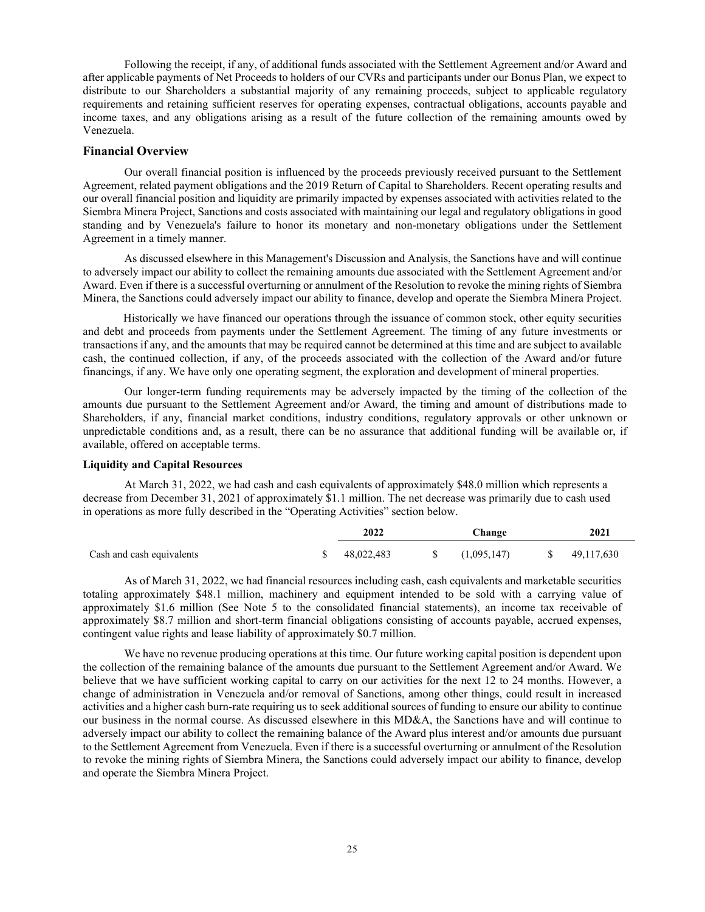Following the receipt, if any, of additional funds associated with the Settlement Agreement and/or Award and after applicable payments of Net Proceeds to holders of our CVRs and participants under our Bonus Plan, we expect to distribute to our Shareholders a substantial majority of any remaining proceeds, subject to applicable regulatory requirements and retaining sufficient reserves for operating expenses, contractual obligations, accounts payable and income taxes, and any obligations arising as a result of the future collection of the remaining amounts owed by Venezuela.

## Financial Overview

Our overall financial position is influenced by the proceeds previously received pursuant to the Settlement Agreement, related payment obligations and the 2019 Return of Capital to Shareholders. Recent operating results and our overall financial position and liquidity are primarily impacted by expenses associated with activities related to the Siembra Minera Project, Sanctions and costs associated with maintaining our legal and regulatory obligations in good standing and by Venezuela's failure to honor its monetary and non-monetary obligations under the Settlement Agreement in a timely manner.

As discussed elsewhere in this Management's Discussion and Analysis, the Sanctions have and will continue to adversely impact our ability to collect the remaining amounts due associated with the Settlement Agreement and/or Award. Even if there is a successful overturning or annulment of the Resolution to revoke the mining rights of Siembra Minera, the Sanctions could adversely impact our ability to finance, develop and operate the Siembra Minera Project.

Historically we have financed our operations through the issuance of common stock, other equity securities and debt and proceeds from payments under the Settlement Agreement. The timing of any future investments or transactions if any, and the amounts that may be required cannot be determined at this time and are subject to available cash, the continued collection, if any, of the proceeds associated with the collection of the Award and/or future financings, if any. We have only one operating segment, the exploration and development of mineral properties.

Our longer-term funding requirements may be adversely impacted by the timing of the collection of the amounts due pursuant to the Settlement Agreement and/or Award, the timing and amount of distributions made to Shareholders, if any, financial market conditions, industry conditions, regulatory approvals or other unknown or unpredictable conditions and, as a result, there can be no assurance that additional funding will be available or, if available, offered on acceptable terms.

### Liquidity and Capital Resources

At March 31, 2022, we had cash and cash equivalents of approximately $48.0 million which represents a decrease from December 31, 2021 of approximately $1.1 million. The net decrease was primarily due to cash used in operations as more fully described in the "Operating Activities" section below.

| | 2022 | Change | 2021 |
|---|---|---|---|
| Cash and cash equivalents | $ 48,022,483 | $ (1,095,147) | $ 49,117,630 |

As of March 31, 2022, we had financial resources including cash, cash equivalents and marketable securities totaling approximately $48.1 million, machinery and equipment intended to be sold with a carrying value of approximately $1.6 million (See Note 5 to the consolidated financial statements), an income tax receivable of approximately $8.7 million and short-term financial obligations consisting of accounts payable, accrued expenses, contingent value rights and lease liability of approximately $0.7 million.

We have no revenue producing operations at this time. Our future working capital position is dependent upon the collection of the remaining balance of the amounts due pursuant to the Settlement Agreement and/or Award. We believe that we have sufficient working capital to carry on our activities for the next 12 to 24 months. However, a change of administration in Venezuela and/or removal of Sanctions, among other things, could result in increased activities and a higher cash burn-rate requiring us to seek additional sources of funding to ensure our ability to continue our business in the normal course. As discussed elsewhere in this MD&A, the Sanctions have and will continue to adversely impact our ability to collect the remaining balance of the Award plus interest and/or amounts due pursuant to the Settlement Agreement from Venezuela. Even if there is a successful overturning or annulment of the Resolution to revoke the mining rights of Siembra Minera, the Sanctions could adversely impact our ability to finance, develop and operate the Siembra Minera Project.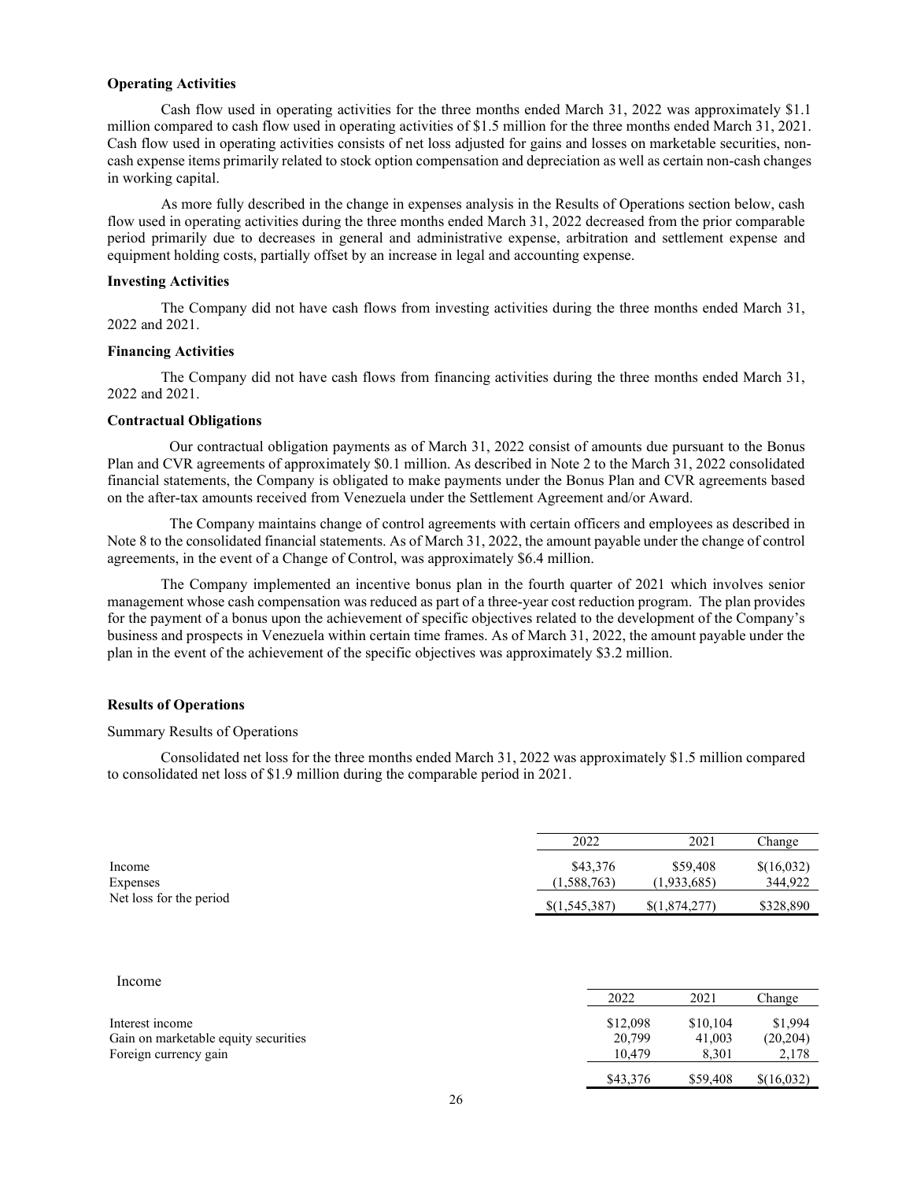**Operating Activities**

Cash flow used in operating activities for the three months ended March 31, 2022 was approximately $1.1 million compared to cash flow used in operating activities of $1.5 million for the three months ended March 31, 2021. Cash flow used in operating activities consists of net loss adjusted for gains and losses on marketable securities, non-cash expense items primarily related to stock option compensation and depreciation as well as certain non-cash changes in working capital.

As more fully described in the change in expenses analysis in the Results of Operations section below, cash flow used in operating activities during the three months ended March 31, 2022 decreased from the prior comparable period primarily due to decreases in general and administrative expense, arbitration and settlement expense and equipment holding costs, partially offset by an increase in legal and accounting expense.

**Investing Activities**

The Company did not have cash flows from investing activities during the three months ended March 31, 2022 and 2021.

**Financing Activities**

The Company did not have cash flows from financing activities during the three months ended March 31, 2022 and 2021.

**Contractual Obligations**

Our contractual obligation payments as of March 31, 2022 consist of amounts due pursuant to the Bonus Plan and CVR agreements of approximately $0.1 million. As described in Note 2 to the March 31, 2022 consolidated financial statements, the Company is obligated to make payments under the Bonus Plan and CVR agreements based on the after-tax amounts received from Venezuela under the Settlement Agreement and/or Award.

The Company maintains change of control agreements with certain officers and employees as described in Note 8 to the consolidated financial statements. As of March 31, 2022, the amount payable under the change of control agreements, in the event of a Change of Control, was approximately $6.4 million.

The Company implemented an incentive bonus plan in the fourth quarter of 2021 which involves senior management whose cash compensation was reduced as part of a three-year cost reduction program. The plan provides for the payment of a bonus upon the achievement of specific objectives related to the development of the Company's business and prospects in Venezuela within certain time frames. As of March 31, 2022, the amount payable under the plan in the event of the achievement of the specific objectives was approximately $3.2 million.

**Results of Operations**

Summary Results of Operations

Consolidated net loss for the three months ended March 31, 2022 was approximately $1.5 million compared to consolidated net loss of $1.9 million during the comparable period in 2021.

| | 2022 | 2021 | Change |
|---|---|---|---|
| Income | $43,376 | $59,408 | $(16,032) |
| Expenses | (1,588,763) | (1,933,685) | 344,922 |
| Net loss for the period | $(1,545,387) | $(1,874,277) | $328,890 |

Income

| | 2022 | 2021 | Change |
|---|---|---|---|
| Interest income | $12,098 | $10,104 | $1,994 |
| Gain on marketable equity securities | 20,799 | 41,003 | (20,204) |
| Foreign currency gain | 10,479 | 8,301 | 2,178 |
| | $43,376 | $59,408 | $(16,032) |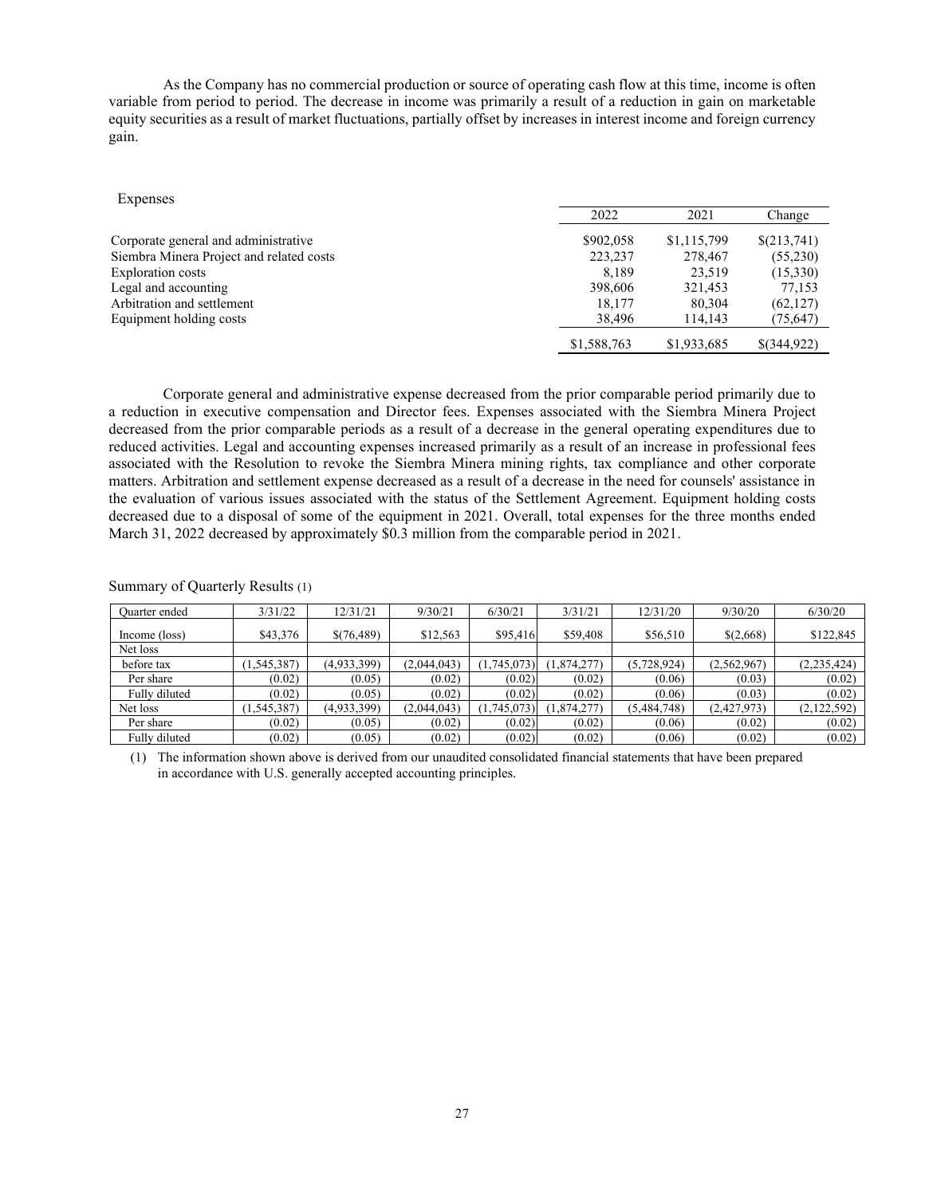As the Company has no commercial production or source of operating cash flow at this time, income is often variable from period to period. The decrease in income was primarily a result of a reduction in gain on marketable equity securities as a result of market fluctuations, partially offset by increases in interest income and foreign currency gain.

Expenses

| | 2022 | 2021 | Change |
|---|---|---|---|
| Corporate general and administrative | $902,058 | $1,115,799 | $(213,741) |
| Siembra Minera Project and related costs | 223,237 | 278,467 | (55,230) |
| Exploration costs | 8,189 | 23,519 | (15,330) |
| Legal and accounting | 398,606 | 321,453 | 77,153 |
| Arbitration and settlement | 18,177 | 80,304 | (62,127) |
| Equipment holding costs | 38,496 | 114,143 | (75,647) |
| | $1,588,763 | $1,933,685 | $(344,922) |

Corporate general and administrative expense decreased from the prior comparable period primarily due to a reduction in executive compensation and Director fees. Expenses associated with the Siembra Minera Project decreased from the prior comparable periods as a result of a decrease in the general operating expenditures due to reduced activities. Legal and accounting expenses increased primarily as a result of an increase in professional fees associated with the Resolution to revoke the Siembra Minera mining rights, tax compliance and other corporate matters. Arbitration and settlement expense decreased as a result of a decrease in the need for counsels' assistance in the evaluation of various issues associated with the status of the Settlement Agreement. Equipment holding costs decreased due to a disposal of some of the equipment in 2021. Overall, total expenses for the three months ended March 31, 2022 decreased by approximately $0.3 million from the comparable period in 2021.

Summary of Quarterly Results (1)

| Quarter ended | 3/31/22 | 12/31/21 | 9/30/21 | 6/30/21 | 3/31/21 | 12/31/20 | 9/30/20 | 6/30/20 |
|---|---|---|---|---|---|---|---|---|
| Income (loss) | $43,376 | $(76,489) | $12,563 | $95,416 | $59,408 | $56,510 | $(2,668) | $122,845 |
| Net loss before tax | (1,545,387) | (4,933,399) | (2,044,043) | (1,745,073) | (1,874,277) | (5,728,924) | (2,562,967) | (2,235,424) |
| Per share | (0.02) | (0.05) | (0.02) | (0.02) | (0.02) | (0.06) | (0.03) | (0.02) |
| Fully diluted | (0.02) | (0.05) | (0.02) | (0.02) | (0.02) | (0.06) | (0.03) | (0.02) |
| Net loss | (1,545,387) | (4,933,399) | (2,044,043) | (1,745,073) | (1,874,277) | (5,484,748) | (2,427,973) | (2,122,592) |
| Per share | (0.02) | (0.05) | (0.02) | (0.02) | (0.02) | (0.06) | (0.02) | (0.02) |
| Fully diluted | (0.02) | (0.05) | (0.02) | (0.02) | (0.02) | (0.06) | (0.02) | (0.02) |

(1) The information shown above is derived from our unaudited consolidated financial statements that have been prepared in accordance with U.S. generally accepted accounting principles.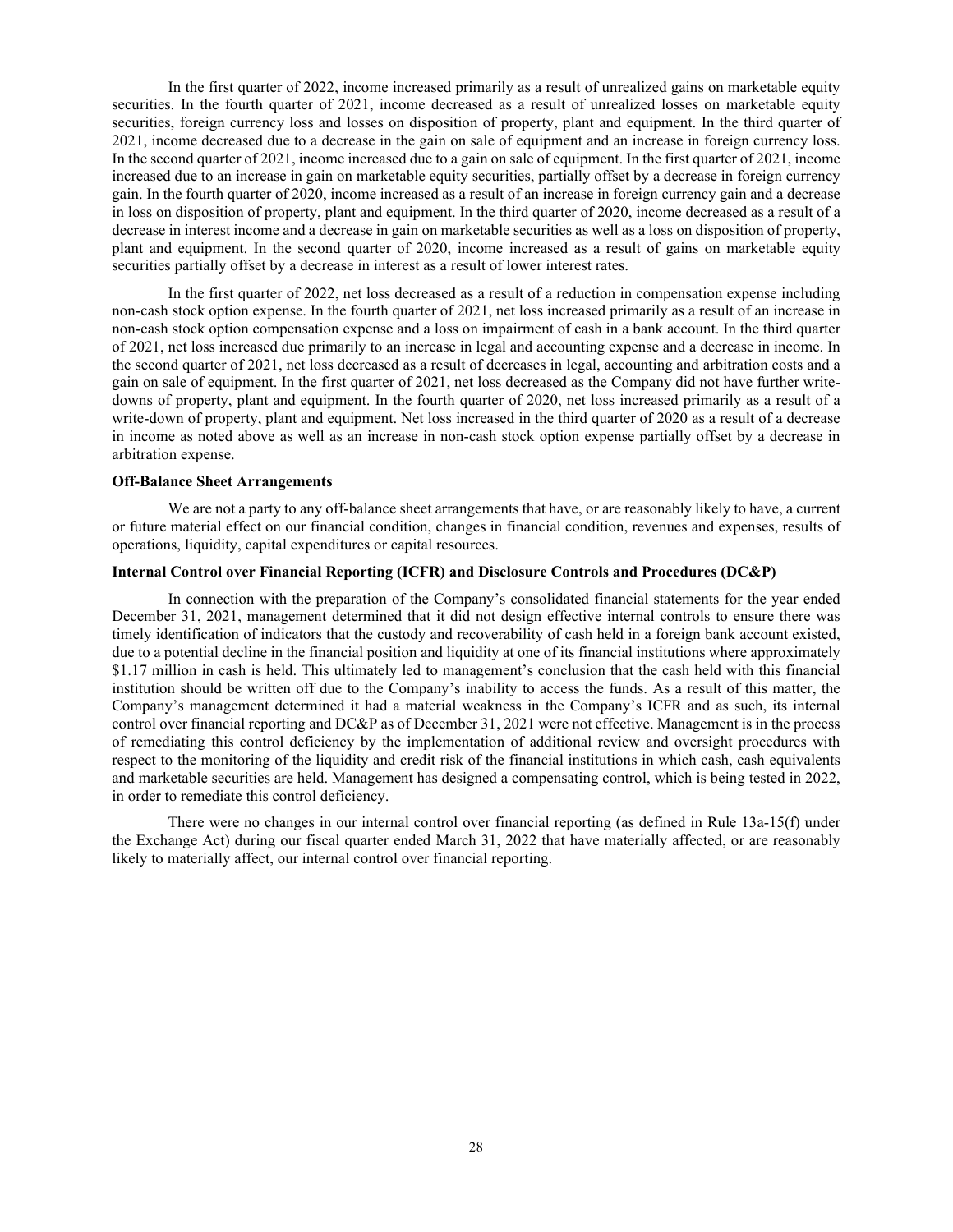In the first quarter of 2022, income increased primarily as a result of unrealized gains on marketable equity securities. In the fourth quarter of 2021, income decreased as a result of unrealized losses on marketable equity securities, foreign currency loss and losses on disposition of property, plant and equipment. In the third quarter of 2021, income decreased due to a decrease in the gain on sale of equipment and an increase in foreign currency loss. In the second quarter of 2021, income increased due to a gain on sale of equipment. In the first quarter of 2021, income increased due to an increase in gain on marketable equity securities, partially offset by a decrease in foreign currency gain. In the fourth quarter of 2020, income increased as a result of an increase in foreign currency gain and a decrease in loss on disposition of property, plant and equipment. In the third quarter of 2020, income decreased as a result of a decrease in interest income and a decrease in gain on marketable securities as well as a loss on disposition of property, plant and equipment. In the second quarter of 2020, income increased as a result of gains on marketable equity securities partially offset by a decrease in interest as a result of lower interest rates.

In the first quarter of 2022, net loss decreased as a result of a reduction in compensation expense including non-cash stock option expense. In the fourth quarter of 2021, net loss increased primarily as a result of an increase in non-cash stock option compensation expense and a loss on impairment of cash in a bank account. In the third quarter of 2021, net loss increased due primarily to an increase in legal and accounting expense and a decrease in income. In the second quarter of 2021, net loss decreased as a result of decreases in legal, accounting and arbitration costs and a gain on sale of equipment. In the first quarter of 2021, net loss decreased as the Company did not have further write-downs of property, plant and equipment. In the fourth quarter of 2020, net loss increased primarily as a result of a write-down of property, plant and equipment. Net loss increased in the third quarter of 2020 as a result of a decrease in income as noted above as well as an increase in non-cash stock option expense partially offset by a decrease in arbitration expense.

**Off-Balance Sheet Arrangements**

We are not a party to any off-balance sheet arrangements that have, or are reasonably likely to have, a current or future material effect on our financial condition, changes in financial condition, revenues and expenses, results of operations, liquidity, capital expenditures or capital resources.

**Internal Control over Financial Reporting (ICFR) and Disclosure Controls and Procedures (DC&P)**

In connection with the preparation of the Company's consolidated financial statements for the year ended December 31, 2021, management determined that it did not design effective internal controls to ensure there was timely identification of indicators that the custody and recoverability of cash held in a foreign bank account existed, due to a potential decline in the financial position and liquidity at one of its financial institutions where approximately \$1.17 million in cash is held. This ultimately led to management's conclusion that the cash held with this financial institution should be written off due to the Company's inability to access the funds. As a result of this matter, the Company's management determined it had a material weakness in the Company's ICFR and as such, its internal control over financial reporting and DC&P as of December 31, 2021 were not effective. Management is in the process of remediating this control deficiency by the implementation of additional review and oversight procedures with respect to the monitoring of the liquidity and credit risk of the financial institutions in which cash, cash equivalents and marketable securities are held. Management has designed a compensating control, which is being tested in 2022, in order to remediate this control deficiency.

There were no changes in our internal control over financial reporting (as defined in Rule 13a-15(f) under the Exchange Act) during our fiscal quarter ended March 31, 2022 that have materially affected, or are reasonably likely to materially affect, our internal control over financial reporting.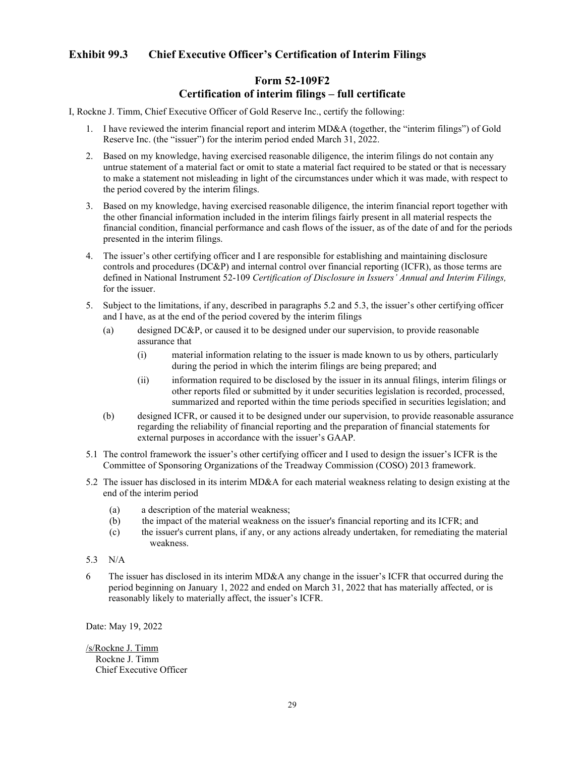## Exhibit 99.3 Chief Executive Officer's Certification of Interim Filings

### Form 52-109F2
### Certification of interim filings – full certificate

I, Rockne J. Timm, Chief Executive Officer of Gold Reserve Inc., certify the following:

1. I have reviewed the interim financial report and interim MD&A (together, the "interim filings") of Gold Reserve Inc. (the "issuer") for the interim period ended March 31, 2022.

2. Based on my knowledge, having exercised reasonable diligence, the interim filings do not contain any untrue statement of a material fact or omit to state a material fact required to be stated or that is necessary to make a statement not misleading in light of the circumstances under which it was made, with respect to the period covered by the interim filings.

3. Based on my knowledge, having exercised reasonable diligence, the interim financial report together with the other financial information included in the interim filings fairly present in all material respects the financial condition, financial performance and cash flows of the issuer, as of the date of and for the periods presented in the interim filings.

4. The issuer's other certifying officer and I are responsible for establishing and maintaining disclosure controls and procedures (DC&P) and internal control over financial reporting (ICFR), as those terms are defined in National Instrument 52-109 *Certification of Disclosure in Issuers' Annual and Interim Filings,* for the issuer.

5. Subject to the limitations, if any, described in paragraphs 5.2 and 5.3, the issuer's other certifying officer and I have, as at the end of the period covered by the interim filings

   (a) designed DC&P, or caused it to be designed under our supervision, to provide reasonable assurance that

      (i) material information relating to the issuer is made known to us by others, particularly during the period in which the interim filings are being prepared; and

      (ii) information required to be disclosed by the issuer in its annual filings, interim filings or other reports filed or submitted by it under securities legislation is recorded, processed, summarized and reported within the time periods specified in securities legislation; and

   (b) designed ICFR, or caused it to be designed under our supervision, to provide reasonable assurance regarding the reliability of financial reporting and the preparation of financial statements for external purposes in accordance with the issuer's GAAP.

5.1 The control framework the issuer's other certifying officer and I used to design the issuer's ICFR is the Committee of Sponsoring Organizations of the Treadway Commission (COSO) 2013 framework.

5.2 The issuer has disclosed in its interim MD&A for each material weakness relating to design existing at the end of the interim period

   (a) a description of the material weakness;
   (b) the impact of the material weakness on the issuer's financial reporting and its ICFR; and
   (c) the issuer's current plans, if any, or any actions already undertaken, for remediating the material weakness.

5.3 N/A

6 The issuer has disclosed in its interim MD&A any change in the issuer's ICFR that occurred during the period beginning on January 1, 2022 and ended on March 31, 2022 that has materially affected, or is reasonably likely to materially affect, the issuer's ICFR.

Date: May 19, 2022

/s/Rockne J. Timm
Rockne J. Timm
Chief Executive Officer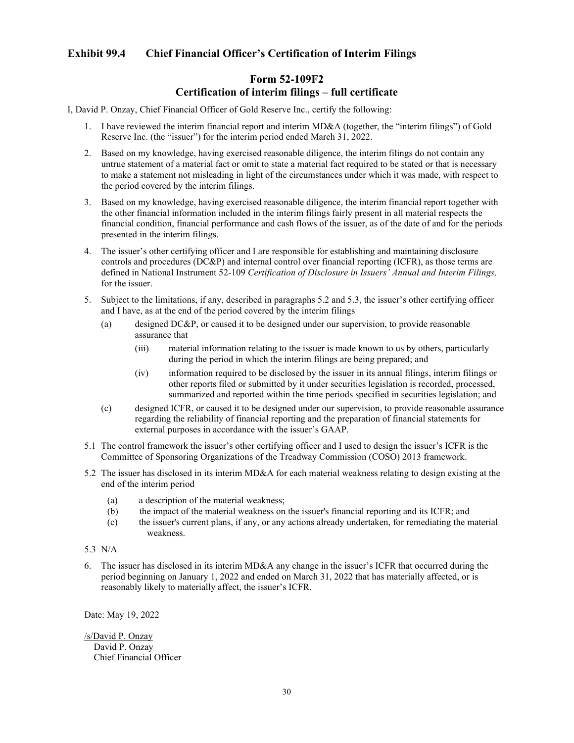## Exhibit 99.4 Chief Financial Officer's Certification of Interim Filings

### Form 52-109F2
### Certification of interim filings – full certificate

I, David P. Onzay, Chief Financial Officer of Gold Reserve Inc., certify the following:

1. I have reviewed the interim financial report and interim MD&A (together, the "interim filings") of Gold Reserve Inc. (the "issuer") for the interim period ended March 31, 2022.
2. Based on my knowledge, having exercised reasonable diligence, the interim filings do not contain any untrue statement of a material fact or omit to state a material fact required to be stated or that is necessary to make a statement not misleading in light of the circumstances under which it was made, with respect to the period covered by the interim filings.
3. Based on my knowledge, having exercised reasonable diligence, the interim financial report together with the other financial information included in the interim filings fairly present in all material respects the financial condition, financial performance and cash flows of the issuer, as of the date of and for the periods presented in the interim filings.
4. The issuer's other certifying officer and I are responsible for establishing and maintaining disclosure controls and procedures (DC&P) and internal control over financial reporting (ICFR), as those terms are defined in National Instrument 52-109 *Certification of Disclosure in Issuers' Annual and Interim Filings,* for the issuer.
5. Subject to the limitations, if any, described in paragraphs 5.2 and 5.3, the issuer's other certifying officer and I have, as at the end of the period covered by the interim filings
   (a) designed DC&P, or caused it to be designed under our supervision, to provide reasonable assurance that
      (iii) material information relating to the issuer is made known to us by others, particularly during the period in which the interim filings are being prepared; and
      (iv) information required to be disclosed by the issuer in its annual filings, interim filings or other reports filed or submitted by it under securities legislation is recorded, processed, summarized and reported within the time periods specified in securities legislation; and

   (c) designed ICFR, or caused it to be designed under our supervision, to provide reasonable assurance regarding the reliability of financial reporting and the preparation of financial statements for external purposes in accordance with the issuer's GAAP.

5.1 The control framework the issuer's other certifying officer and I used to design the issuer's ICFR is the Committee of Sponsoring Organizations of the Treadway Commission (COSO) 2013 framework.

5.2 The issuer has disclosed in its interim MD&A for each material weakness relating to design existing at the end of the interim period

   (a) a description of the material weakness;
   (b) the impact of the material weakness on the issuer's financial reporting and its ICFR; and
   (c) the issuer's current plans, if any, or any actions already undertaken, for remediating the material weakness.

5.3 N/A

6. The issuer has disclosed in its interim MD&A any change in the issuer's ICFR that occurred during the period beginning on January 1, 2022 and ended on March 31, 2022 that has materially affected, or is reasonably likely to materially affect, the issuer's ICFR.

Date: May 19, 2022

/s/David P. Onzay
David P. Onzay
Chief Financial Officer